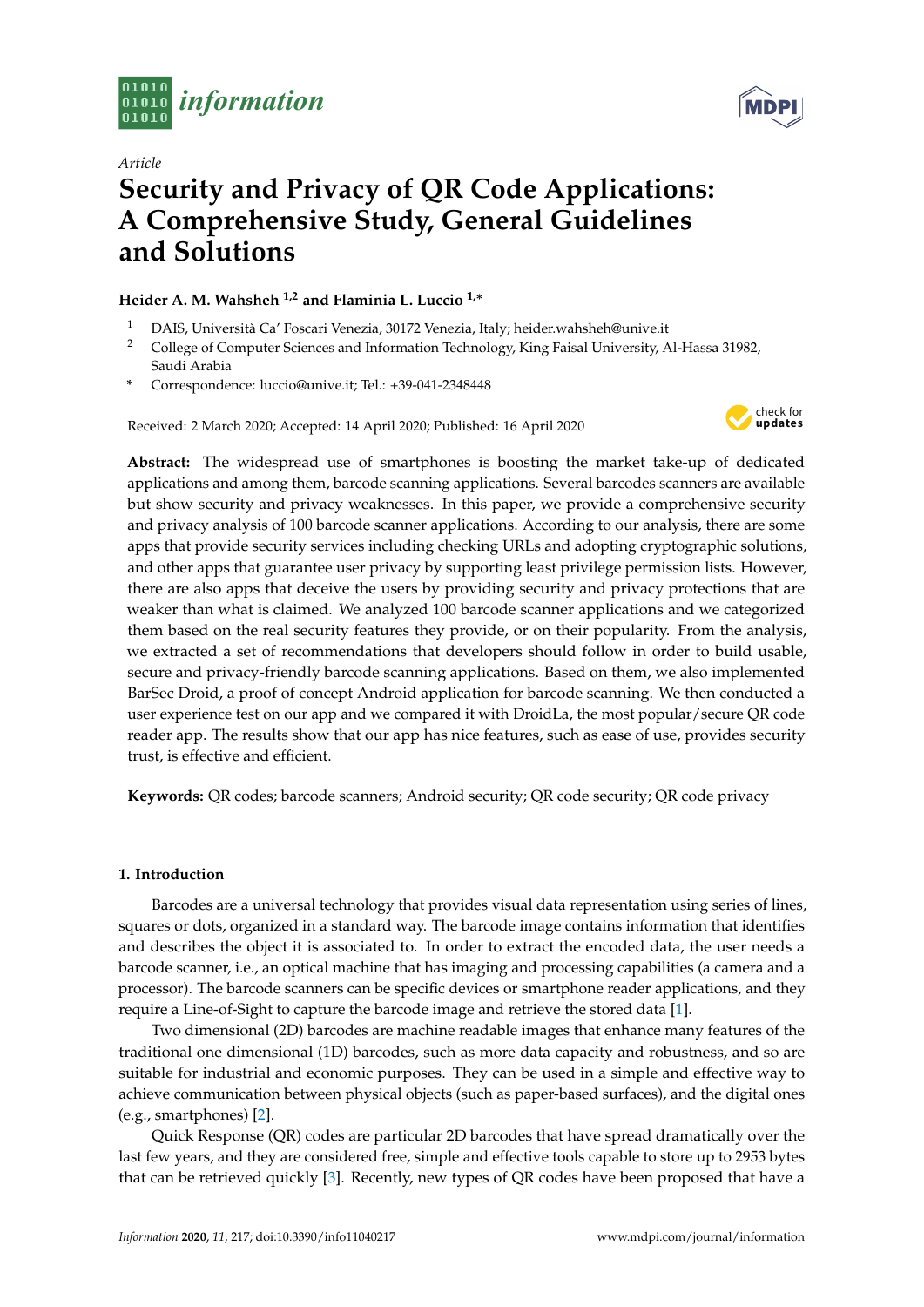*Article*

# Security and Privacy of QR Code Applications: A Comprehensive Study, General Guidelines and Solutions

**Heider A. M. Wahsheh [1,2] and Flaminia L. Luccio [1,*]**

[1] DAIS, Università Ca' Foscari Venezia, 30172 Venezia, Italy; heider.wahsheh@unive.it

[2] College of Computer Sciences and Information Technology, King Faisal University, Al-Hassa 31982, Saudi Arabia

[*] Correspondence: luccio@unive.it; Tel.: +39-041-2348448

Received: 2 March 2020; Accepted: 14 April 2020; Published: 16 April 2020

**Abstract:** The widespread use of smartphones is boosting the market take-up of dedicated applications and among them, barcode scanning applications. Several barcodes scanners are available but show security and privacy weaknesses. In this paper, we provide a comprehensive security and privacy analysis of 100 barcode scanner applications. According to our analysis, there are some apps that provide security services including checking URLs and adopting cryptographic solutions, and other apps that guarantee user privacy by supporting least privilege permission lists. However, there are also apps that deceive the users by providing security and privacy protections that are weaker than what is claimed. We analyzed 100 barcode scanner applications and we categorized them based on the real security features they provide, or on their popularity. From the analysis, we extracted a set of recommendations that developers should follow in order to build usable, secure and privacy-friendly barcode scanning applications. Based on them, we also implemented BarSec Droid, a proof of concept Android application for barcode scanning. We then conducted a user experience test on our app and we compared it with DroidLa, the most popular/secure QR code reader app. The results show that our app has nice features, such as ease of use, provides security trust, is effective and efficient.

**Keywords:** QR codes; barcode scanners; Android security; QR code security; QR code privacy

## 1. Introduction

Barcodes are a universal technology that provides visual data representation using series of lines, squares or dots, organized in a standard way. The barcode image contains information that identifies and describes the object it is associated to. In order to extract the encoded data, the user needs a barcode scanner, i.e., an optical machine that has imaging and processing capabilities (a camera and a processor). The barcode scanners can be specific devices or smartphone reader applications, and they require a Line-of-Sight to capture the barcode image and retrieve the stored data [1].

Two dimensional (2D) barcodes are machine readable images that enhance many features of the traditional one dimensional (1D) barcodes, such as more data capacity and robustness, and so are suitable for industrial and economic purposes. They can be used in a simple and effective way to achieve communication between physical objects (such as paper-based surfaces), and the digital ones (e.g., smartphones) [2].

Quick Response (QR) codes are particular 2D barcodes that have spread dramatically over the last few years, and they are considered free, simple and effective tools capable to store up to 2953 bytes that can be retrieved quickly [3]. Recently, new types of QR codes have been proposed that have a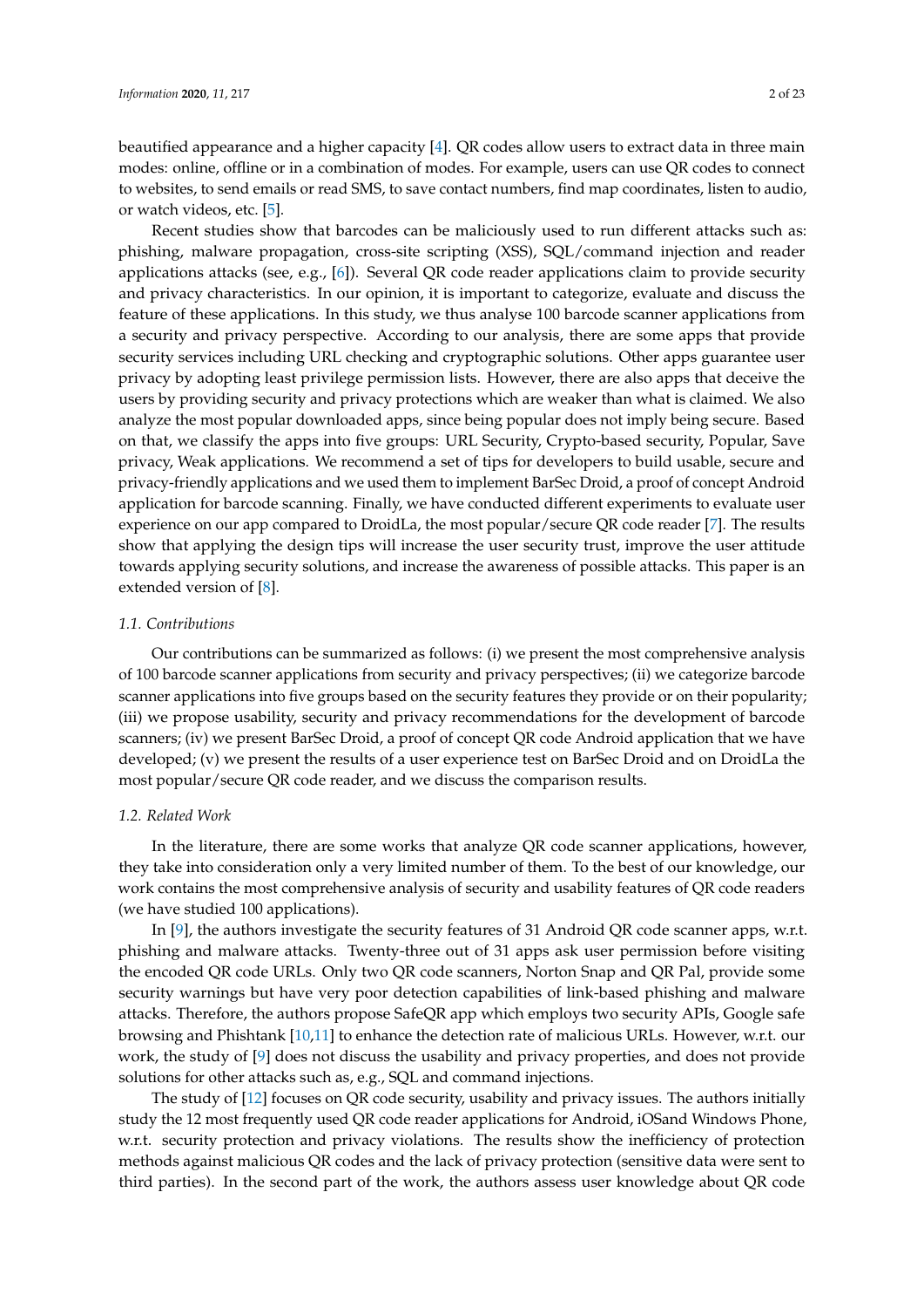beautified appearance and a higher capacity [4]. QR codes allow users to extract data in three main modes: online, offline or in a combination of modes. For example, users can use QR codes to connect to websites, to send emails or read SMS, to save contact numbers, find map coordinates, listen to audio, or watch videos, etc. [5].

Recent studies show that barcodes can be maliciously used to run different attacks such as: phishing, malware propagation, cross-site scripting (XSS), SQL/command injection and reader applications attacks (see, e.g., [6]). Several QR code reader applications claim to provide security and privacy characteristics. In our opinion, it is important to categorize, evaluate and discuss the feature of these applications. In this study, we thus analyse 100 barcode scanner applications from a security and privacy perspective. According to our analysis, there are some apps that provide security services including URL checking and cryptographic solutions. Other apps guarantee user privacy by adopting least privilege permission lists. However, there are also apps that deceive the users by providing security and privacy protections which are weaker than what is claimed. We also analyze the most popular downloaded apps, since being popular does not imply being secure. Based on that, we classify the apps into five groups: URL Security, Crypto-based security, Popular, Save privacy, Weak applications. We recommend a set of tips for developers to build usable, secure and privacy-friendly applications and we used them to implement BarSec Droid, a proof of concept Android application for barcode scanning. Finally, we have conducted different experiments to evaluate user experience on our app compared to DroidLa, the most popular/secure QR code reader [7]. The results show that applying the design tips will increase the user security trust, improve the user attitude towards applying security solutions, and increase the awareness of possible attacks. This paper is an extended version of [8].

### 1.1. Contributions

Our contributions can be summarized as follows: (i) we present the most comprehensive analysis of 100 barcode scanner applications from security and privacy perspectives; (ii) we categorize barcode scanner applications into five groups based on the security features they provide or on their popularity; (iii) we propose usability, security and privacy recommendations for the development of barcode scanners; (iv) we present BarSec Droid, a proof of concept QR code Android application that we have developed; (v) we present the results of a user experience test on BarSec Droid and on DroidLa the most popular/secure QR code reader, and we discuss the comparison results.

### 1.2. Related Work

In the literature, there are some works that analyze QR code scanner applications, however, they take into consideration only a very limited number of them. To the best of our knowledge, our work contains the most comprehensive analysis of security and usability features of QR code readers (we have studied 100 applications).

In [9], the authors investigate the security features of 31 Android QR code scanner apps, w.r.t. phishing and malware attacks. Twenty-three out of 31 apps ask user permission before visiting the encoded QR code URLs. Only two QR code scanners, Norton Snap and QR Pal, provide some security warnings but have very poor detection capabilities of link-based phishing and malware attacks. Therefore, the authors propose SafeQR app which employs two security APIs, Google safe browsing and Phishtank [10,11] to enhance the detection rate of malicious URLs. However, w.r.t. our work, the study of [9] does not discuss the usability and privacy properties, and does not provide solutions for other attacks such as, e.g., SQL and command injections.

The study of [12] focuses on QR code security, usability and privacy issues. The authors initially study the 12 most frequently used QR code reader applications for Android, iOSand Windows Phone, w.r.t. security protection and privacy violations. The results show the inefficiency of protection methods against malicious QR codes and the lack of privacy protection (sensitive data were sent to third parties). In the second part of the work, the authors assess user knowledge about QR code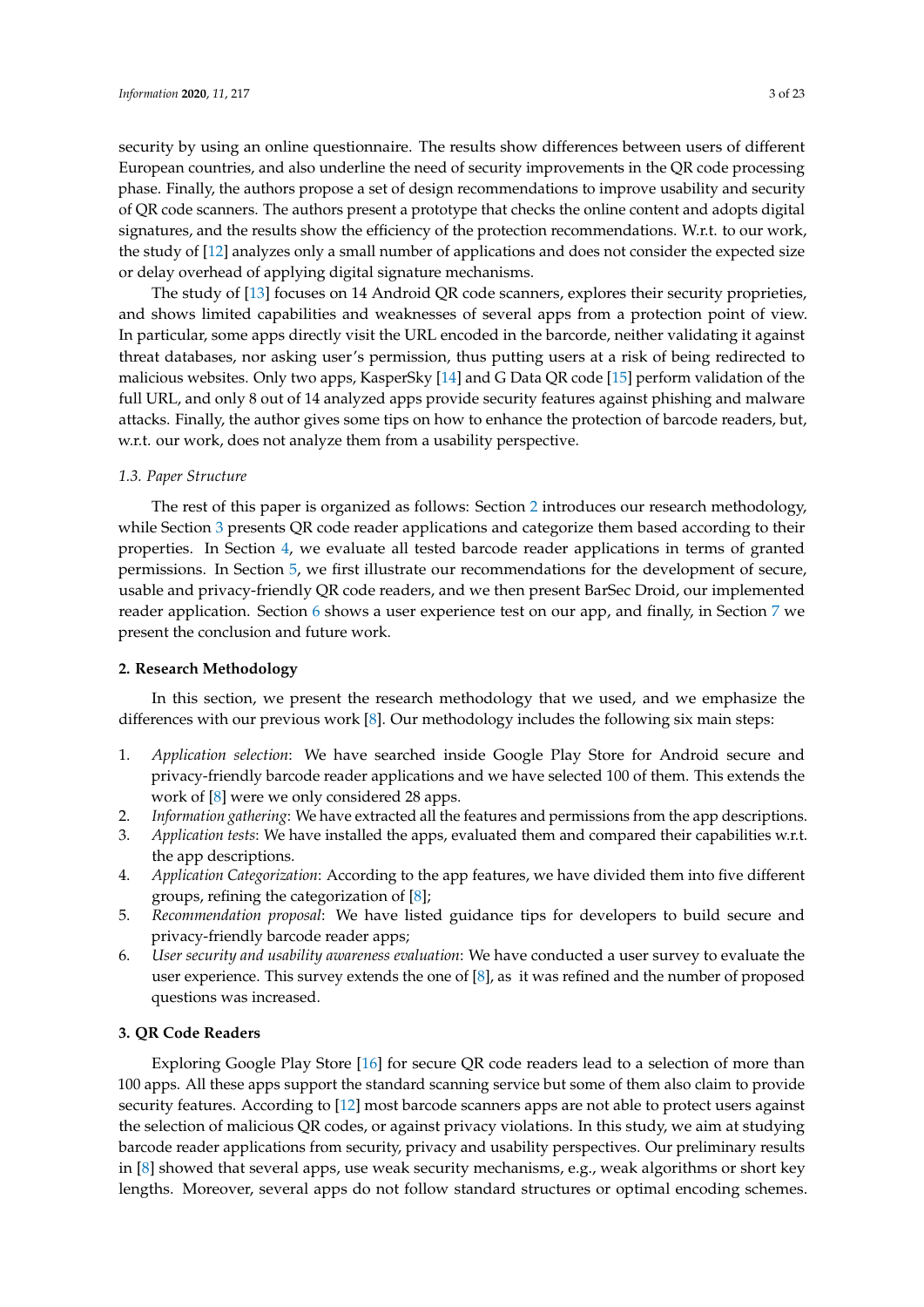security by using an online questionnaire. The results show differences between users of different European countries, and also underline the need of security improvements in the QR code processing phase. Finally, the authors propose a set of design recommendations to improve usability and security of QR code scanners. The authors present a prototype that checks the online content and adopts digital signatures, and the results show the efficiency of the protection recommendations. W.r.t. to our work, the study of [12] analyzes only a small number of applications and does not consider the expected size or delay overhead of applying digital signature mechanisms.

The study of [13] focuses on 14 Android QR code scanners, explores their security proprieties, and shows limited capabilities and weaknesses of several apps from a protection point of view. In particular, some apps directly visit the URL encoded in the barcorde, neither validating it against threat databases, nor asking user's permission, thus putting users at a risk of being redirected to malicious websites. Only two apps, KasperSky [14] and G Data QR code [15] perform validation of the full URL, and only 8 out of 14 analyzed apps provide security features against phishing and malware attacks. Finally, the author gives some tips on how to enhance the protection of barcode readers, but, w.r.t. our work, does not analyze them from a usability perspective.

### *1.3. Paper Structure*

The rest of this paper is organized as follows: Section 2 introduces our research methodology, while Section 3 presents QR code reader applications and categorize them based according to their properties. In Section 4, we evaluate all tested barcode reader applications in terms of granted permissions. In Section 5, we first illustrate our recommendations for the development of secure, usable and privacy-friendly QR code readers, and we then present BarSec Droid, our implemented reader application. Section 6 shows a user experience test on our app, and finally, in Section 7 we present the conclusion and future work.

## **2. Research Methodology**

In this section, we present the research methodology that we used, and we emphasize the differences with our previous work [8]. Our methodology includes the following six main steps:

1. *Application selection*: We have searched inside Google Play Store for Android secure and privacy-friendly barcode reader applications and we have selected 100 of them. This extends the work of [8] were we only considered 28 apps.
2. *Information gathering*: We have extracted all the features and permissions from the app descriptions.
3. *Application tests*: We have installed the apps, evaluated them and compared their capabilities w.r.t. the app descriptions.
4. *Application Categorization*: According to the app features, we have divided them into five different groups, refining the categorization of [8];
5. *Recommendation proposal*: We have listed guidance tips for developers to build secure and privacy-friendly barcode reader apps;
6. *User security and usability awareness evaluation*: We have conducted a user survey to evaluate the user experience. This survey extends the one of [8], as it was refined and the number of proposed questions was increased.

## **3. QR Code Readers**

Exploring Google Play Store [16] for secure QR code readers lead to a selection of more than 100 apps. All these apps support the standard scanning service but some of them also claim to provide security features. According to [12] most barcode scanners apps are not able to protect users against the selection of malicious QR codes, or against privacy violations. In this study, we aim at studying barcode reader applications from security, privacy and usability perspectives. Our preliminary results in [8] showed that several apps, use weak security mechanisms, e.g., weak algorithms or short key lengths. Moreover, several apps do not follow standard structures or optimal encoding schemes.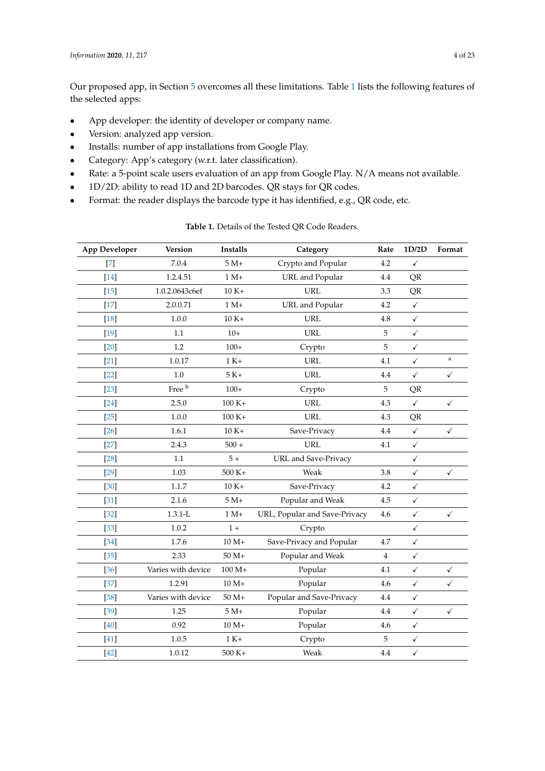Our proposed app, in Section 5 overcomes all these limitations. Table 1 lists the following features of the selected apps:

- App developer: the identity of developer or company name.
- Version: analyzed app version.
- Installs: number of app installations from Google Play.
- Category: App's category (w.r.t. later classification).
- Rate: a 5-point scale users evaluation of an app from Google Play. N/A means not available.
- 1D/2D: ability to read 1D and 2D barcodes. QR stays for QR codes.
- Format: the reader displays the barcode type it has identified, e.g., QR code, etc.

**Table 1.** Details of the Tested QR Code Readers.

| App Developer | Version | Installs | Category | Rate | 1D/2D | Format |
|---|---|---|---|---|---|---|
| [7] | 7.0.4 | 5 M+ | Crypto and Popular | 4.2 | ✓ | |
| [14] | 1.2.4.51 | 1 M+ | URL and Popular | 4.4 | QR | |
| [15] | 1.0.2.0643c6ef | 10 K+ | URL | 3.3 | QR | |
| [17] | 2.0.0.71 | 1 M+ | URL and Popular | 4.2 | ✓ | |
| [18] | 1.0.0 | 10 K+ | URL | 4.8 | ✓ | |
| [19] | 1.1 | 10+ | URL | 5 | ✓ | |
| [20] | 1.2 | 100+ | Crypto | 5 | ✓ | |
| [21] | 1.0.17 | 1 K+ | URL | 4.1 | ✓ | [a] |
| [22] | 1.0 | 5 K+ | URL | 4.4 | ✓ | ✓ |
| [23] | Free [b] | 100+ | Crypto | 5 | QR | |
| [24] | 2.5.0 | 100 K+ | URL | 4.3 | ✓ | ✓ |
| [25] | 1.0.0 | 100 K+ | URL | 4.3 | QR | |
| [26] | 1.6.1 | 10 K+ | Save-Privacy | 4.4 | ✓ | ✓ |
| [27] | 2.4.3 | 500 + | URL | 4.1 | ✓ | |
| [28] | 1.1 | 5 + | URL and Save-Privacy | | ✓ | |
| [29] | 1.03 | 500 K+ | Weak | 3.8 | ✓ | ✓ |
| [30] | 1.1.7 | 10 K+ | Save-Privacy | 4.2 | ✓ | |
| [31] | 2.1.6 | 5 M+ | Popular and Weak | 4.5 | ✓ | |
| [32] | 1.3.1-L | 1 M+ | URL, Popular and Save-Privacy | 4.6 | ✓ | ✓ |
| [33] | 1.0.2 | 1 + | Crypto | | ✓ | |
| [34] | 1.7.6 | 10 M+ | Save-Privacy and Popular | 4.7 | ✓ | |
| [35] | 2.33 | 50 M+ | Popular and Weak | 4 | ✓ | |
| [36] | Varies with device | 100 M+ | Popular | 4.1 | ✓ | ✓ |
| [37] | 1.2.91 | 10 M+ | Popular | 4.6 | ✓ | ✓ |
| [38] | Varies with device | 50 M+ | Popular and Save-Privacy | 4.4 | ✓ | |
| [39] | 1.25 | 5 M+ | Popular | 4.4 | ✓ | ✓ |
| [40] | 0.92 | 10 M+ | Popular | 4.6 | ✓ | |
| [41] | 1.0.5 | 1 K+ | Crypto | 5 | ✓ | |
| [42] | 1.0.12 | 500 K+ | Weak | 4.4 | ✓ | |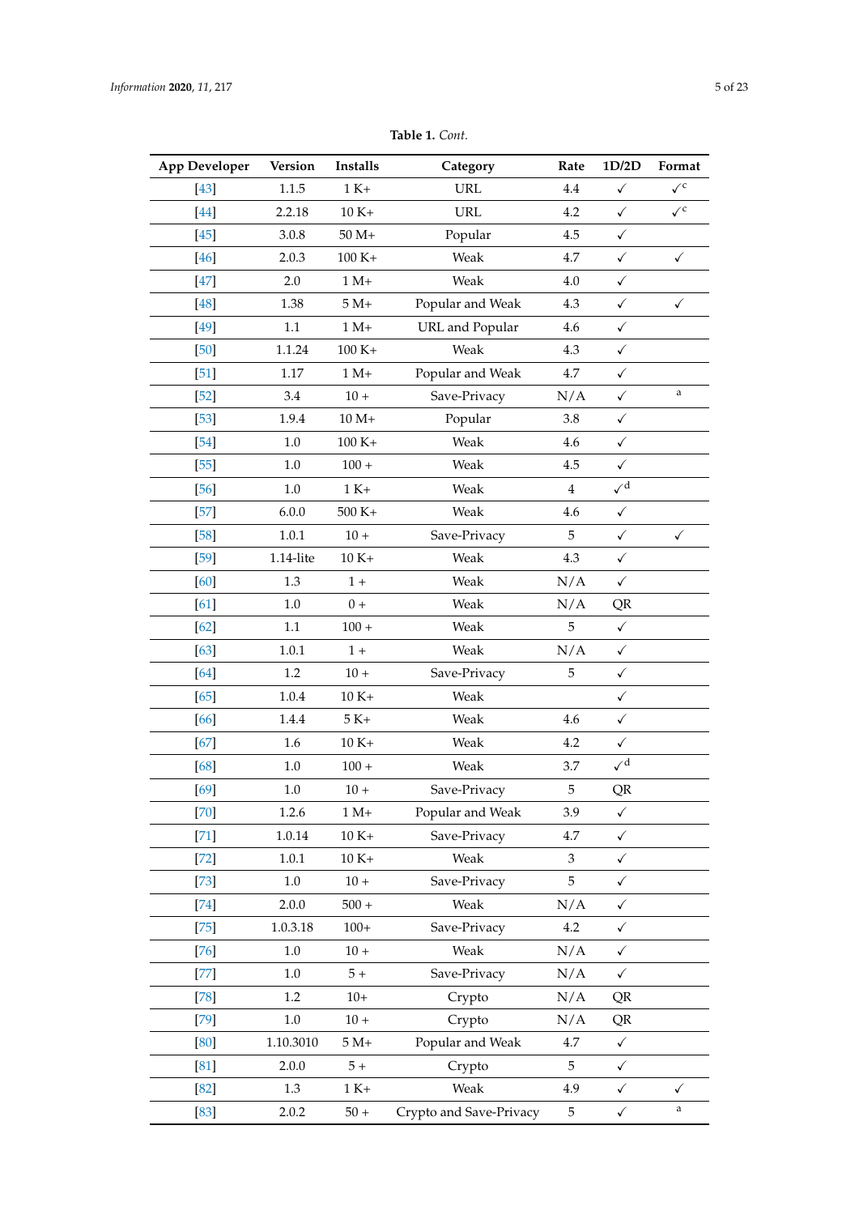**Table 1.** *Cont.*

| App Developer | Version | Installs | Category | Rate | 1D/2D | Format |
|---|---|---|---|---|---|---|
| [43] | 1.1.5 | 1 K+ | URL | 4.4 | ✓ | ✓[c] |
| [44] | 2.2.18 | 10 K+ | URL | 4.2 | ✓ | ✓[c] |
| [45] | 3.0.8 | 50 M+ | Popular | 4.5 | ✓ | |
| [46] | 2.0.3 | 100 K+ | Weak | 4.7 | ✓ | ✓ |
| [47] | 2.0 | 1 M+ | Weak | 4.0 | ✓ | |
| [48] | 1.38 | 5 M+ | Popular and Weak | 4.3 | ✓ | ✓ |
| [49] | 1.1 | 1 M+ | URL and Popular | 4.6 | ✓ | |
| [50] | 1.1.24 | 100 K+ | Weak | 4.3 | ✓ | |
| [51] | 1.17 | 1 M+ | Popular and Weak | 4.7 | ✓ | |
| [52] | 3.4 | 10 + | Save-Privacy | N/A | ✓ | [a] |
| [53] | 1.9.4 | 10 M+ | Popular | 3.8 | ✓ | |
| [54] | 1.0 | 100 K+ | Weak | 4.6 | ✓ | |
| [55] | 1.0 | 100 + | Weak | 4.5 | ✓ | |
| [56] | 1.0 | 1 K+ | Weak | 4 | ✓[d] | |
| [57] | 6.0.0 | 500 K+ | Weak | 4.6 | ✓ | |
| [58] | 1.0.1 | 10 + | Save-Privacy | 5 | ✓ | ✓ |
| [59] | 1.14-lite | 10 K+ | Weak | 4.3 | ✓ | |
| [60] | 1.3 | 1 + | Weak | N/A | ✓ | |
| [61] | 1.0 | 0 + | Weak | N/A | QR | |
| [62] | 1.1 | 100 + | Weak | 5 | ✓ | |
| [63] | 1.0.1 | 1 + | Weak | N/A | ✓ | |
| [64] | 1.2 | 10 + | Save-Privacy | 5 | ✓ | |
| [65] | 1.0.4 | 10 K+ | Weak | | ✓ | |
| [66] | 1.4.4 | 5 K+ | Weak | 4.6 | ✓ | |
| [67] | 1.6 | 10 K+ | Weak | 4.2 | ✓ | |
| [68] | 1.0 | 100 + | Weak | 3.7 | ✓[d] | |
| [69] | 1.0 | 10 + | Save-Privacy | 5 | QR | |
| [70] | 1.2.6 | 1 M+ | Popular and Weak | 3.9 | ✓ | |
| [71] | 1.0.14 | 10 K+ | Save-Privacy | 4.7 | ✓ | |
| [72] | 1.0.1 | 10 K+ | Weak | 3 | ✓ | |
| [73] | 1.0 | 10 + | Save-Privacy | 5 | ✓ | |
| [74] | 2.0.0 | 500 + | Weak | N/A | ✓ | |
| [75] | 1.0.3.18 | 100+ | Save-Privacy | 4.2 | ✓ | |
| [76] | 1.0 | 10 + | Weak | N/A | ✓ | |
| [77] | 1.0 | 5 + | Save-Privacy | N/A | ✓ | |
| [78] | 1.2 | 10+ | Crypto | N/A | QR | |
| [79] | 1.0 | 10 + | Crypto | N/A | QR | |
| [80] | 1.10.3010 | 5 M+ | Popular and Weak | 4.7 | ✓ | |
| [81] | 2.0.0 | 5 + | Crypto | 5 | ✓ | |
| [82] | 1.3 | 1 K+ | Weak | 4.9 | ✓ | ✓ |
| [83] | 2.0.2 | 50 + | Crypto and Save-Privacy | 5 | ✓ | [a] |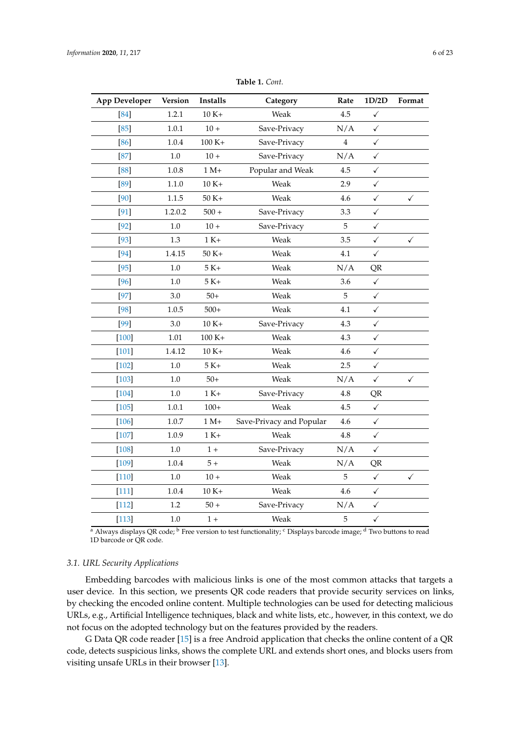**Table 1.** *Cont.*

| App Developer | Version | Installs | Category | Rate | 1D/2D | Format |
|---|---|---|---|---|---|---|
| [84] | 1.2.1 | 10 K+ | Weak | 4.5 | ✓ | |
| [85] | 1.0.1 | 10 + | Save-Privacy | N/A | ✓ | |
| [86] | 1.0.4 | 100 K+ | Save-Privacy | 4 | ✓ | |
| [87] | 1.0 | 10 + | Save-Privacy | N/A | ✓ | |
| [88] | 1.0.8 | 1 M+ | Popular and Weak | 4.5 | ✓ | |
| [89] | 1.1.0 | 10 K+ | Weak | 2.9 | ✓ | |
| [90] | 1.1.5 | 50 K+ | Weak | 4.6 | ✓ | ✓ |
| [91] | 1.2.0.2 | 500 + | Save-Privacy | 3.3 | ✓ | |
| [92] | 1.0 | 10 + | Save-Privacy | 5 | ✓ | |
| [93] | 1.3 | 1 K+ | Weak | 3.5 | ✓ | ✓ |
| [94] | 1.4.15 | 50 K+ | Weak | 4.1 | ✓ | |
| [95] | 1.0 | 5 K+ | Weak | N/A | QR | |
| [96] | 1.0 | 5 K+ | Weak | 3.6 | ✓ | |
| [97] | 3.0 | 50+ | Weak | 5 | ✓ | |
| [98] | 1.0.5 | 500+ | Weak | 4.1 | ✓ | |
| [99] | 3.0 | 10 K+ | Save-Privacy | 4.3 | ✓ | |
| [100] | 1.01 | 100 K+ | Weak | 4.3 | ✓ | |
| [101] | 1.4.12 | 10 K+ | Weak | 4.6 | ✓ | |
| [102] | 1.0 | 5 K+ | Weak | 2.5 | ✓ | |
| [103] | 1.0 | 50+ | Weak | N/A | ✓ | ✓ |
| [104] | 1.0 | 1 K+ | Save-Privacy | 4.8 | QR | |
| [105] | 1.0.1 | 100+ | Weak | 4.5 | ✓ | |
| [106] | 1.0.7 | 1 M+ | Save-Privacy and Popular | 4.6 | ✓ | |
| [107] | 1.0.9 | 1 K+ | Weak | 4.8 | ✓ | |
| [108] | 1.0 | 1 + | Save-Privacy | N/A | ✓ | |
| [109] | 1.0.4 | 5 + | Weak | N/A | QR | |
| [110] | 1.0 | 10 + | Weak | 5 | ✓ | ✓ |
| [111] | 1.0.4 | 10 K+ | Weak | 4.6 | ✓ | |
| [112] | 1.2 | 50 + | Save-Privacy | N/A | ✓ | |
| [113] | 1.0 | 1 + | Weak | 5 | ✓ | |

[a] Always displays QR code; [b] Free version to test functionality; [c] Displays barcode image; [d] Two buttons to read 1D barcode or QR code.

### 3.1. URL Security Applications

Embedding barcodes with malicious links is one of the most common attacks that targets a user device. In this section, we presents QR code readers that provide security services on links, by checking the encoded online content. Multiple technologies can be used for detecting malicious URLs, e.g., Artificial Intelligence techniques, black and white lists, etc., however, in this context, we do not focus on the adopted technology but on the features provided by the readers.

G Data QR code reader [15] is a free Android application that checks the online content of a QR code, detects suspicious links, shows the complete URL and extends short ones, and blocks users from visiting unsafe URLs in their browser [13].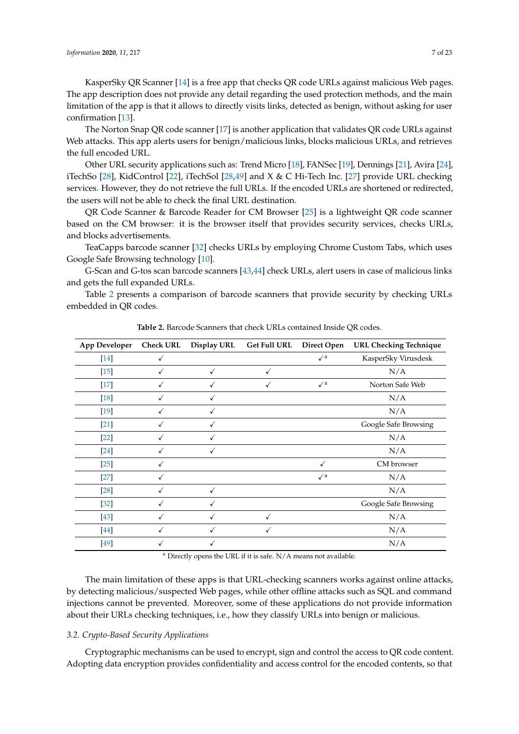KasperSky QR Scanner [14] is a free app that checks QR code URLs against malicious Web pages. The app description does not provide any detail regarding the used protection methods, and the main limitation of the app is that it allows to directly visits links, detected as benign, without asking for user confirmation [13].

The Norton Snap QR code scanner [17] is another application that validates QR code URLs against Web attacks. This app alerts users for benign/malicious links, blocks malicious URLs, and retrieves the full encoded URL.

Other URL security applications such as: Trend Micro [18], FANSec [19], Dennings [21], Avira [24], iTechSo [28], KidControl [22], iTechSol [28,49] and X & C Hi-Tech Inc. [27] provide URL checking services. However, they do not retrieve the full URLs. If the encoded URLs are shortened or redirected, the users will not be able to check the final URL destination.

QR Code Scanner & Barcode Reader for CM Browser [25] is a lightweight QR code scanner based on the CM browser: it is the browser itself that provides security services, checks URLs, and blocks advertisements.

TeaCapps barcode scanner [32] checks URLs by employing Chrome Custom Tabs, which uses Google Safe Browsing technology [10].

G-Scan and G-tos scan barcode scanners [43,44] check URLs, alert users in case of malicious links and gets the full expanded URLs.

Table 2 presents a comparison of barcode scanners that provide security by checking URLs embedded in QR codes.

**Table 2.** Barcode Scanners that check URLs contained Inside QR codes.

| App Developer | Check URL | Display URL | Get Full URL | Direct Open | URL Checking Technique |
|---|---|---|---|---|---|
| [14] | ✓ | | | ✓ [a] | KasperSky Virusdesk |
| [15] | ✓ | ✓ | ✓ | | N/A |
| [17] | ✓ | ✓ | ✓ | ✓ [a] | Norton Safe Web |
| [18] | ✓ | ✓ | | | N/A |
| [19] | ✓ | ✓ | | | N/A |
| [21] | ✓ | ✓ | | | Google Safe Browsing |
| [22] | ✓ | ✓ | | | N/A |
| [24] | ✓ | ✓ | | | N/A |
| [25] | ✓ | | | ✓ | CM browser |
| [27] | ✓ | | | ✓ [a] | N/A |
| [28] | ✓ | ✓ | | | N/A |
| [32] | ✓ | ✓ | | | Google Safe Browsing |
| [43] | ✓ | ✓ | ✓ | | N/A |
| [44] | ✓ | ✓ | ✓ | | N/A |
| [49] | ✓ | ✓ | | | N/A |

[a] Directly opens the URL if it is safe. N/A means not available.

The main limitation of these apps is that URL-checking scanners works against online attacks, by detecting malicious/suspected Web pages, while other offline attacks such as SQL and command injections cannot be prevented. Moreover, some of these applications do not provide information about their URLs checking techniques, i.e., how they classify URLs into benign or malicious.

### *3.2. Crypto-Based Security Applications*

Cryptographic mechanisms can be used to encrypt, sign and control the access to QR code content. Adopting data encryption provides confidentiality and access control for the encoded contents, so that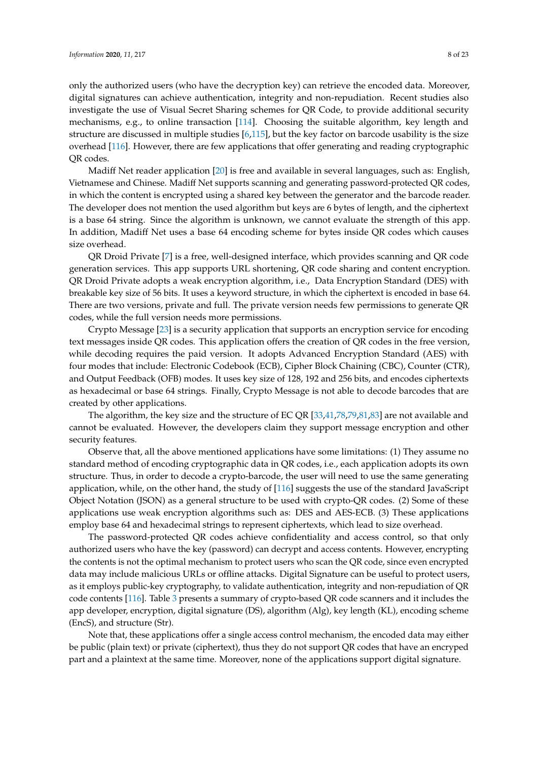only the authorized users (who have the decryption key) can retrieve the encoded data. Moreover, digital signatures can achieve authentication, integrity and non-repudiation. Recent studies also investigate the use of Visual Secret Sharing schemes for QR Code, to provide additional security mechanisms, e.g., to online transaction [114]. Choosing the suitable algorithm, key length and structure are discussed in multiple studies [6,115], but the key factor on barcode usability is the size overhead [116]. However, there are few applications that offer generating and reading cryptographic QR codes.

Madiff Net reader application [20] is free and available in several languages, such as: English, Vietnamese and Chinese. Madiff Net supports scanning and generating password-protected QR codes, in which the content is encrypted using a shared key between the generator and the barcode reader. The developer does not mention the used algorithm but keys are 6 bytes of length, and the ciphertext is a base 64 string. Since the algorithm is unknown, we cannot evaluate the strength of this app. In addition, Madiff Net uses a base 64 encoding scheme for bytes inside QR codes which causes size overhead.

QR Droid Private [7] is a free, well-designed interface, which provides scanning and QR code generation services. This app supports URL shortening, QR code sharing and content encryption. QR Droid Private adopts a weak encryption algorithm, i.e., Data Encryption Standard (DES) with breakable key size of 56 bits. It uses a keyword structure, in which the ciphertext is encoded in base 64. There are two versions, private and full. The private version needs few permissions to generate QR codes, while the full version needs more permissions.

Crypto Message [23] is a security application that supports an encryption service for encoding text messages inside QR codes. This application offers the creation of QR codes in the free version, while decoding requires the paid version. It adopts Advanced Encryption Standard (AES) with four modes that include: Electronic Codebook (ECB), Cipher Block Chaining (CBC), Counter (CTR), and Output Feedback (OFB) modes. It uses key size of 128, 192 and 256 bits, and encodes ciphertexts as hexadecimal or base 64 strings. Finally, Crypto Message is not able to decode barcodes that are created by other applications.

The algorithm, the key size and the structure of EC QR [33,41,78,79,81,83] are not available and cannot be evaluated. However, the developers claim they support message encryption and other security features.

Observe that, all the above mentioned applications have some limitations: (1) They assume no standard method of encoding cryptographic data in QR codes, i.e., each application adopts its own structure. Thus, in order to decode a crypto-barcode, the user will need to use the same generating application, while, on the other hand, the study of [116] suggests the use of the standard JavaScript Object Notation (JSON) as a general structure to be used with crypto-QR codes. (2) Some of these applications use weak encryption algorithms such as: DES and AES-ECB. (3) These applications employ base 64 and hexadecimal strings to represent ciphertexts, which lead to size overhead.

The password-protected QR codes achieve confidentiality and access control, so that only authorized users who have the key (password) can decrypt and access contents. However, encrypting the contents is not the optimal mechanism to protect users who scan the QR code, since even encrypted data may include malicious URLs or offline attacks. Digital Signature can be useful to protect users, as it employs public-key cryptography, to validate authentication, integrity and non-repudiation of QR code contents [116]. Table 3 presents a summary of crypto-based QR code scanners and it includes the app developer, encryption, digital signature (DS), algorithm (Alg), key length (KL), encoding scheme (EncS), and structure (Str).

Note that, these applications offer a single access control mechanism, the encoded data may either be public (plain text) or private (ciphertext), thus they do not support QR codes that have an encryped part and a plaintext at the same time. Moreover, none of the applications support digital signature.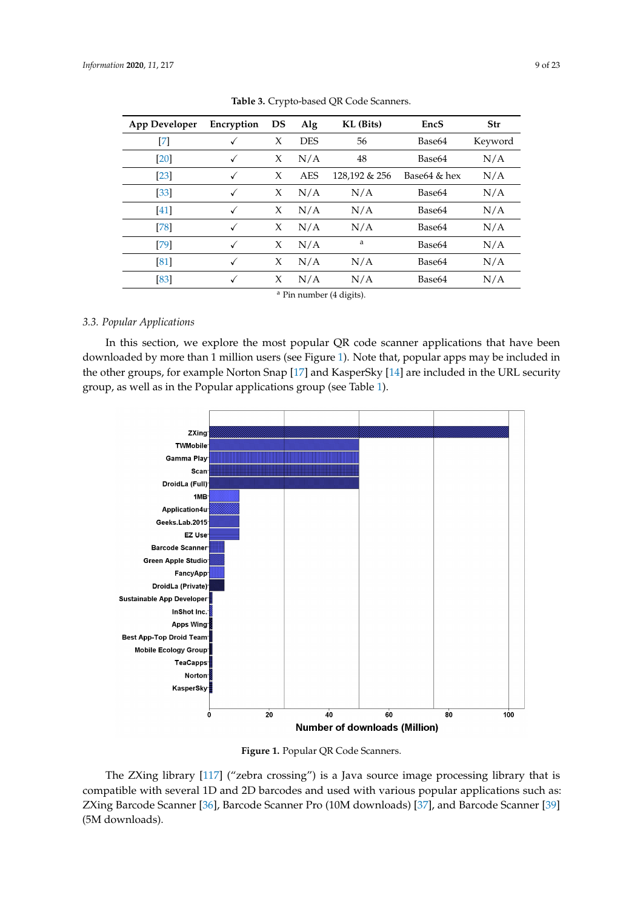**Table 3.** Crypto-based QR Code Scanners.

| App Developer | Encryption | DS | Alg | KL (Bits) | EncS | Str |
|---|---|---|---|---|---|---|
| [7] | ✓ | X | DES | 56 | Base64 | Keyword |
| [20] | ✓ | X | N/A | 48 | Base64 | N/A |
| [23] | ✓ | X | AES | 128,192 & 256 | Base64 & hex | N/A |
| [33] | ✓ | X | N/A | N/A | Base64 | N/A |
| [41] | ✓ | X | N/A | N/A | Base64 | N/A |
| [78] | ✓ | X | N/A | N/A | Base64 | N/A |
| [79] | ✓ | X | N/A | [a] | Base64 | N/A |
| [81] | ✓ | X | N/A | N/A | Base64 | N/A |
| [83] | ✓ | X | N/A | N/A | Base64 | N/A |

[a] Pin number (4 digits).

### 3.3. Popular Applications

In this section, we explore the most popular QR code scanner applications that have been downloaded by more than 1 million users (see Figure 1). Note that, popular apps may be included in the other groups, for example Norton Snap [17] and KasperSky [14] are included in the URL security group, as well as in the Popular applications group (see Table 1).

**Figure 1.** Popular QR Code Scanners.

The ZXing library [117] ("zebra crossing") is a Java source image processing library that is compatible with several 1D and 2D barcodes and used with various popular applications such as: ZXing Barcode Scanner [36], Barcode Scanner Pro (10M downloads) [37], and Barcode Scanner [39] (5M downloads).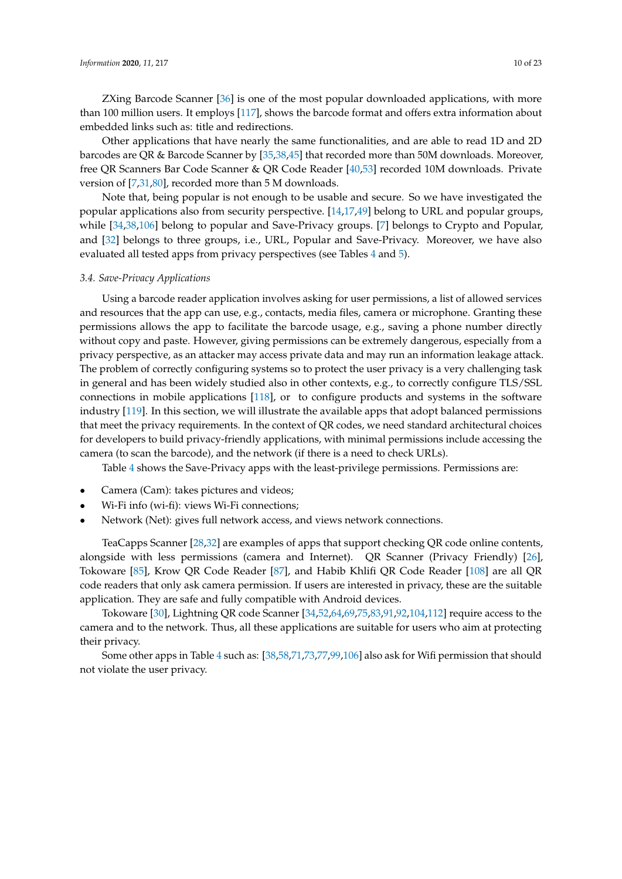ZXing Barcode Scanner [36] is one of the most popular downloaded applications, with more than 100 million users. It employs [117], shows the barcode format and offers extra information about embedded links such as: title and redirections.

Other applications that have nearly the same functionalities, and are able to read 1D and 2D barcodes are QR & Barcode Scanner by [35,38,45] that recorded more than 50M downloads. Moreover, free QR Scanners Bar Code Scanner & QR Code Reader [40,53] recorded 10M downloads. Private version of [7,31,80], recorded more than 5 M downloads.

Note that, being popular is not enough to be usable and secure. So we have investigated the popular applications also from security perspective. [14,17,49] belong to URL and popular groups, while [34,38,106] belong to popular and Save-Privacy groups. [7] belongs to Crypto and Popular, and [32] belongs to three groups, i.e., URL, Popular and Save-Privacy. Moreover, we have also evaluated all tested apps from privacy perspectives (see Tables 4 and 5).

### 3.4. Save-Privacy Applications

Using a barcode reader application involves asking for user permissions, a list of allowed services and resources that the app can use, e.g., contacts, media files, camera or microphone. Granting these permissions allows the app to facilitate the barcode usage, e.g., saving a phone number directly without copy and paste. However, giving permissions can be extremely dangerous, especially from a privacy perspective, as an attacker may access private data and may run an information leakage attack. The problem of correctly configuring systems so to protect the user privacy is a very challenging task in general and has been widely studied also in other contexts, e.g., to correctly configure TLS/SSL connections in mobile applications [118], or to configure products and systems in the software industry [119]. In this section, we will illustrate the available apps that adopt balanced permissions that meet the privacy requirements. In the context of QR codes, we need standard architectural choices for developers to build privacy-friendly applications, with minimal permissions include accessing the camera (to scan the barcode), and the network (if there is a need to check URLs).

Table 4 shows the Save-Privacy apps with the least-privilege permissions. Permissions are:

- Camera (Cam): takes pictures and videos;
- Wi-Fi info (wi-fi): views Wi-Fi connections;
- Network (Net): gives full network access, and views network connections.

TeaCapps Scanner [28,32] are examples of apps that support checking QR code online contents, alongside with less permissions (camera and Internet). QR Scanner (Privacy Friendly) [26], Tokoware [85], Krow QR Code Reader [87], and Habib Khlifi QR Code Reader [108] are all QR code readers that only ask camera permission. If users are interested in privacy, these are the suitable application. They are safe and fully compatible with Android devices.

Tokoware [30], Lightning QR code Scanner [34,52,64,69,75,83,91,92,104,112] require access to the camera and to the network. Thus, all these applications are suitable for users who aim at protecting their privacy.

Some other apps in Table 4 such as: [38,58,71,73,77,99,106] also ask for Wifi permission that should not violate the user privacy.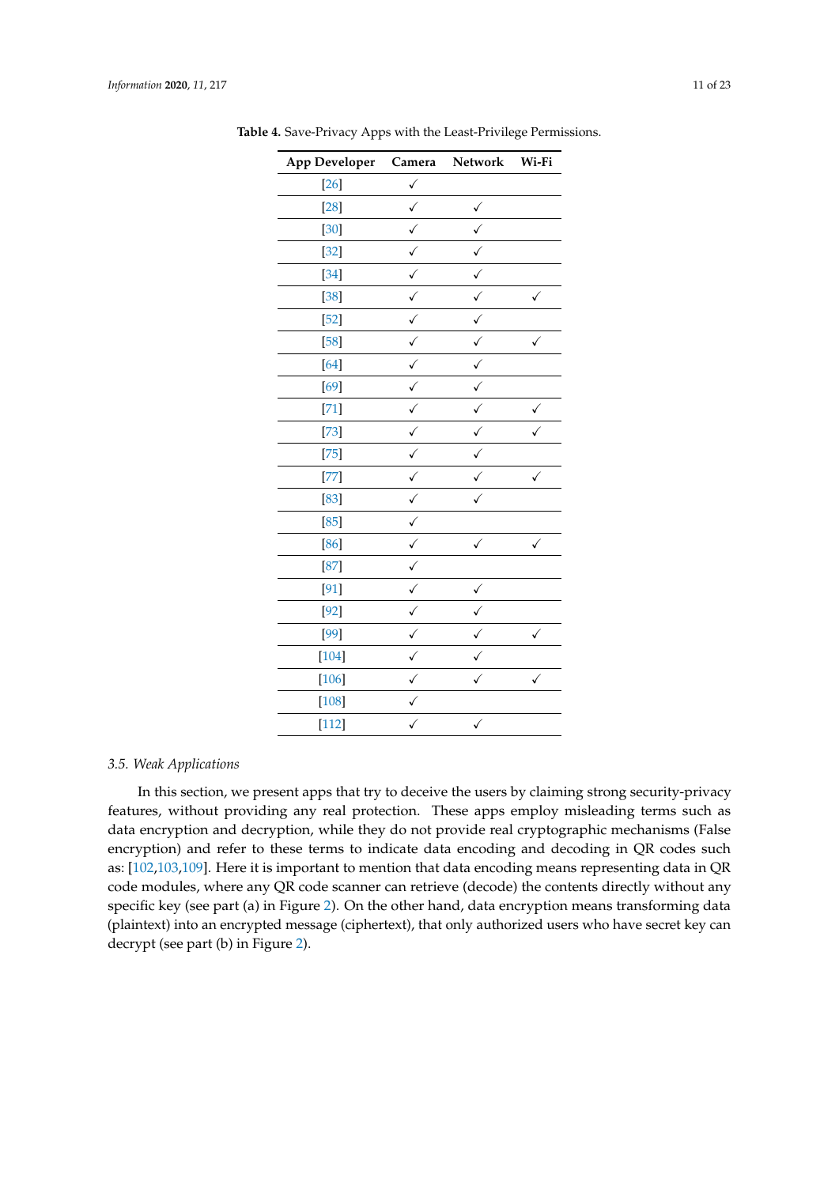**Table 4.** Save-Privacy Apps with the Least-Privilege Permissions.

| App Developer | Camera | Network | Wi-Fi |
|---|---|---|---|
| [26] | ✓ | | |
| [28] | ✓ | ✓ | |
| [30] | ✓ | ✓ | |
| [32] | ✓ | ✓ | |
| [34] | ✓ | ✓ | |
| [38] | ✓ | ✓ | ✓ |
| [52] | ✓ | ✓ | |
| [58] | ✓ | ✓ | ✓ |
| [64] | ✓ | ✓ | |
| [69] | ✓ | ✓ | |
| [71] | ✓ | ✓ | ✓ |
| [73] | ✓ | ✓ | ✓ |
| [75] | ✓ | ✓ | |
| [77] | ✓ | ✓ | ✓ |
| [83] | ✓ | ✓ | |
| [85] | ✓ | | |
| [86] | ✓ | ✓ | ✓ |
| [87] | ✓ | | |
| [91] | ✓ | ✓ | |
| [92] | ✓ | ✓ | |
| [99] | ✓ | ✓ | ✓ |
| [104] | ✓ | ✓ | |
| [106] | ✓ | ✓ | ✓ |
| [108] | ✓ | | |
| [112] | ✓ | ✓ | |

### 3.5. Weak Applications

In this section, we present apps that try to deceive the users by claiming strong security-privacy features, without providing any real protection. These apps employ misleading terms such as data encryption and decryption, while they do not provide real cryptographic mechanisms (False encryption) and refer to these terms to indicate data encoding and decoding in QR codes such as: [102,103,109]. Here it is important to mention that data encoding means representing data in QR code modules, where any QR code scanner can retrieve (decode) the contents directly without any specific key (see part (a) in Figure 2). On the other hand, data encryption means transforming data (plaintext) into an encrypted message (ciphertext), that only authorized users who have secret key can decrypt (see part (b) in Figure 2).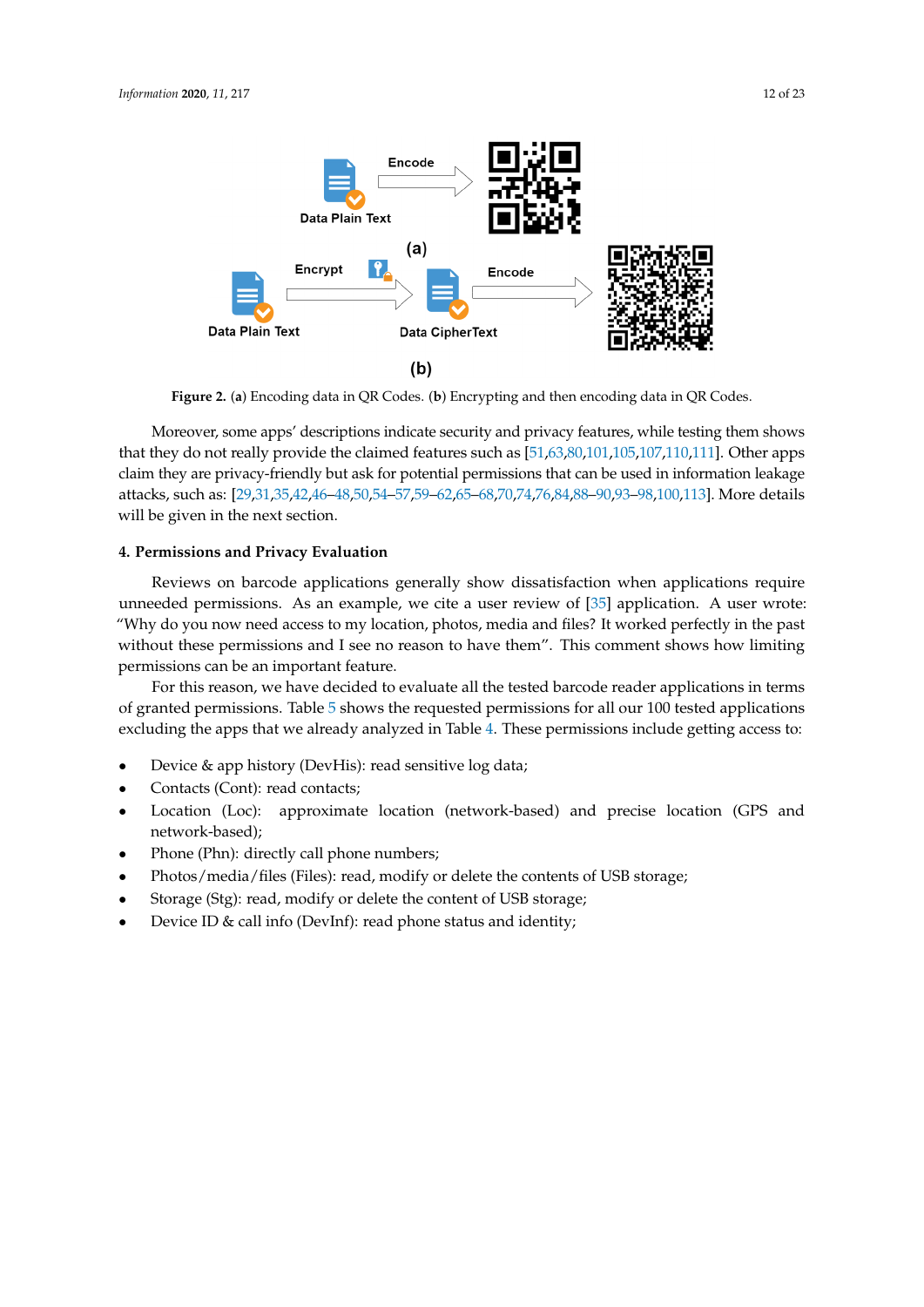Figure 2. (a) Encoding data in QR Codes. (b) Encrypting and then encoding data in QR Codes.

Moreover, some apps' descriptions indicate security and privacy features, while testing them shows that they do not really provide the claimed features such as [51,63,80,101,105,107,110,111]. Other apps claim they are privacy-friendly but ask for potential permissions that can be used in information leakage attacks, such as: [29,31,35,42,46–48,50,54–57,59–62,65–68,70,74,76,84,88–90,93–98,100,113]. More details will be given in the next section.

## 4. Permissions and Privacy Evaluation

Reviews on barcode applications generally show dissatisfaction when applications require unneeded permissions. As an example, we cite a user review of [35] application. A user wrote: "Why do you now need access to my location, photos, media and files? It worked perfectly in the past without these permissions and I see no reason to have them". This comment shows how limiting permissions can be an important feature.

For this reason, we have decided to evaluate all the tested barcode reader applications in terms of granted permissions. Table 5 shows the requested permissions for all our 100 tested applications excluding the apps that we already analyzed in Table 4. These permissions include getting access to:

- Device & app history (DevHis): read sensitive log data;
- Contacts (Cont): read contacts;
- Location (Loc): approximate location (network-based) and precise location (GPS and network-based);
- Phone (Phn): directly call phone numbers;
- Photos/media/files (Files): read, modify or delete the contents of USB storage;
- Storage (Stg): read, modify or delete the content of USB storage;
- Device ID & call info (DevInf): read phone status and identity;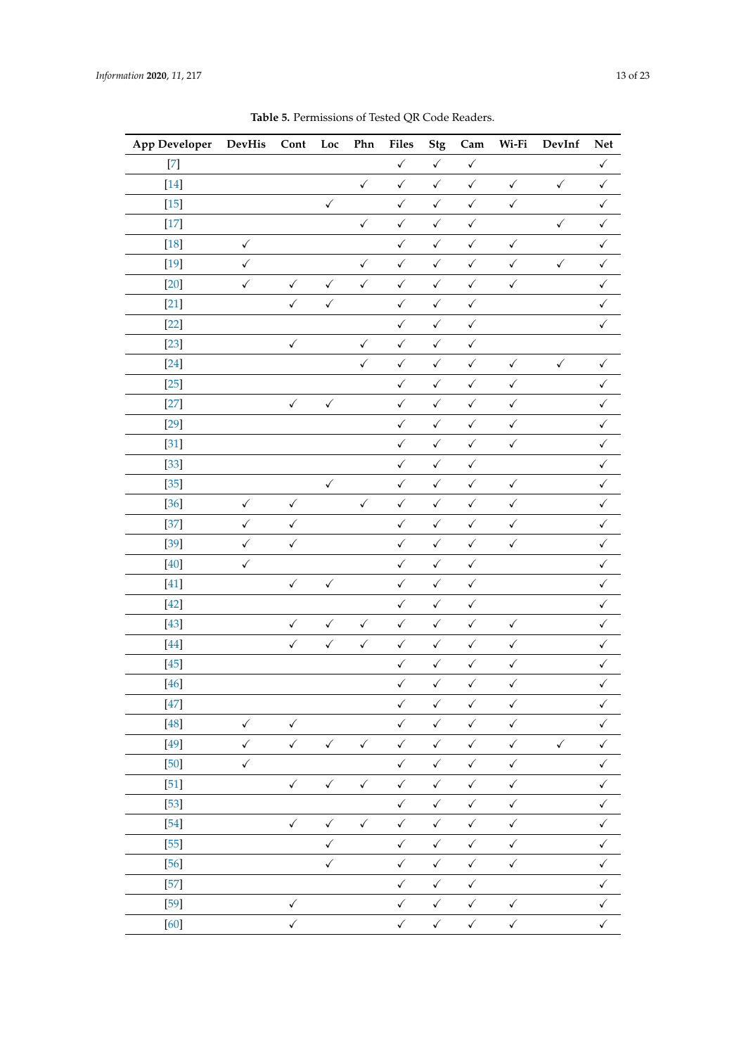Table 5. Permissions of Tested QR Code Readers.

| App Developer | DevHis | Cont | Loc | Phn | Files | Stg | Cam | Wi-Fi | DevInf | Net |
|---|---|---|---|---|---|---|---|---|---|---|
| [7] | | | | | ✓ | ✓ | ✓ | | | ✓ |
| [14] | | | | ✓ | ✓ | ✓ | ✓ | ✓ | ✓ | ✓ |
| [15] | | | ✓ | | ✓ | ✓ | ✓ | ✓ | | ✓ |
| [17] | | | | ✓ | ✓ | ✓ | ✓ | | ✓ | ✓ |
| [18] | ✓ | | | | ✓ | ✓ | ✓ | ✓ | | ✓ |
| [19] | ✓ | | | ✓ | ✓ | ✓ | ✓ | ✓ | ✓ | ✓ |
| [20] | ✓ | ✓ | ✓ | ✓ | ✓ | ✓ | ✓ | ✓ | | ✓ |
| [21] | | ✓ | ✓ | | ✓ | ✓ | ✓ | | | ✓ |
| [22] | | | | | ✓ | ✓ | ✓ | | | ✓ |
| [23] | | ✓ | | ✓ | ✓ | ✓ | ✓ | | | |
| [24] | | | | ✓ | ✓ | ✓ | ✓ | ✓ | ✓ | ✓ |
| [25] | | | | | ✓ | ✓ | ✓ | ✓ | | ✓ |
| [27] | | ✓ | ✓ | | ✓ | ✓ | ✓ | ✓ | | ✓ |
| [29] | | | | | ✓ | ✓ | ✓ | ✓ | | ✓ |
| [31] | | | | | ✓ | ✓ | ✓ | ✓ | | ✓ |
| [33] | | | | | ✓ | ✓ | ✓ | | | ✓ |
| [35] | | | ✓ | | ✓ | ✓ | ✓ | ✓ | | ✓ |
| [36] | ✓ | ✓ | | ✓ | ✓ | ✓ | ✓ | ✓ | | ✓ |
| [37] | ✓ | ✓ | | | ✓ | ✓ | ✓ | ✓ | | ✓ |
| [39] | ✓ | ✓ | | | ✓ | ✓ | ✓ | ✓ | | ✓ |
| [40] | ✓ | | | | ✓ | ✓ | ✓ | | | ✓ |
| [41] | | ✓ | ✓ | | ✓ | ✓ | ✓ | | | ✓ |
| [42] | | | | | ✓ | ✓ | ✓ | | | ✓ |
| [43] | | ✓ | ✓ | ✓ | ✓ | ✓ | ✓ | ✓ | | ✓ |
| [44] | | ✓ | ✓ | ✓ | ✓ | ✓ | ✓ | ✓ | | ✓ |
| [45] | | | | | ✓ | ✓ | ✓ | ✓ | | ✓ |
| [46] | | | | | ✓ | ✓ | ✓ | ✓ | | ✓ |
| [47] | | | | | ✓ | ✓ | ✓ | ✓ | | ✓ |
| [48] | ✓ | ✓ | | | ✓ | ✓ | ✓ | ✓ | | ✓ |
| [49] | ✓ | ✓ | ✓ | ✓ | ✓ | ✓ | ✓ | ✓ | ✓ | ✓ |
| [50] | ✓ | | | | ✓ | ✓ | ✓ | ✓ | | ✓ |
| [51] | | ✓ | ✓ | ✓ | ✓ | ✓ | ✓ | ✓ | | ✓ |
| [53] | | | | | ✓ | ✓ | ✓ | ✓ | | ✓ |
| [54] | | ✓ | ✓ | ✓ | ✓ | ✓ | ✓ | ✓ | | ✓ |
| [55] | | | ✓ | | ✓ | ✓ | ✓ | ✓ | | ✓ |
| [56] | | | ✓ | | ✓ | ✓ | ✓ | ✓ | | ✓ |
| [57] | | | | | ✓ | ✓ | ✓ | | | ✓ |
| [59] | | ✓ | | | ✓ | ✓ | ✓ | ✓ | | ✓ |
| [60] | | ✓ | | | ✓ | ✓ | ✓ | ✓ | | ✓ |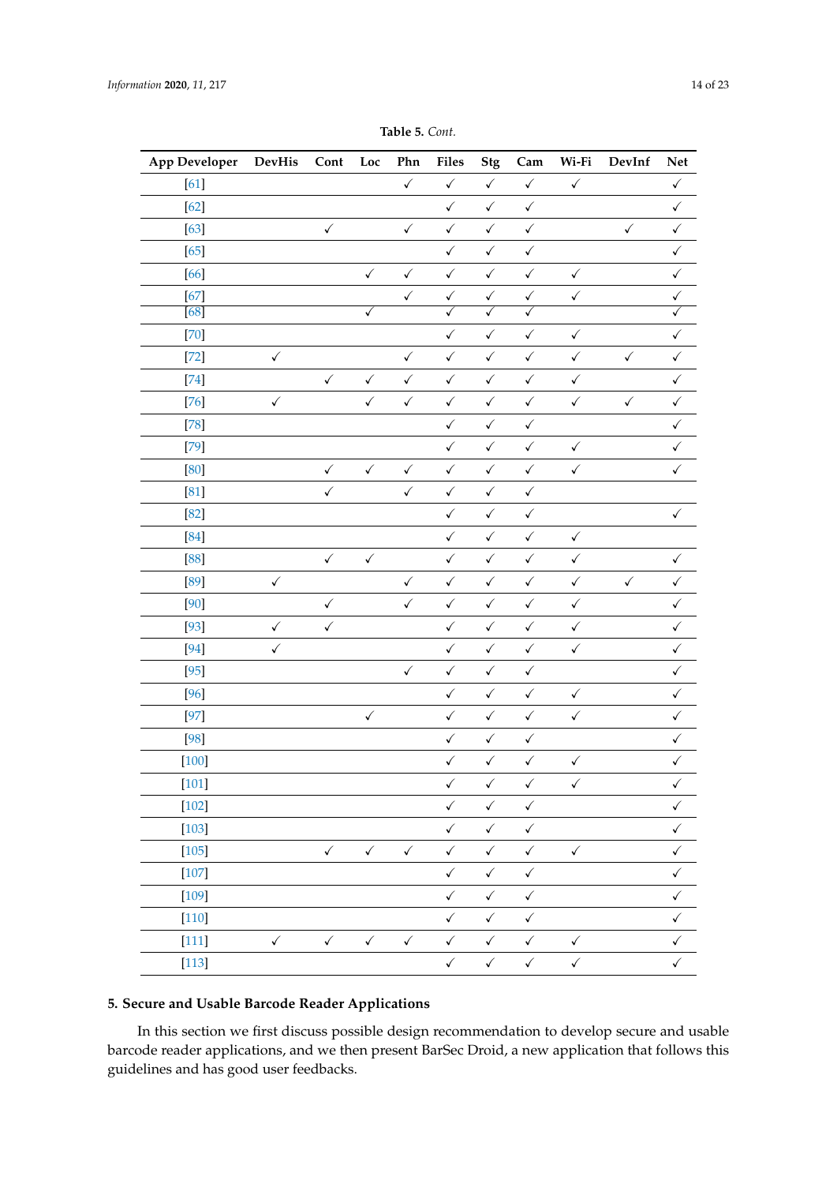**Table 5.** *Cont.*

| App Developer | DevHis | Cont | Loc | Phn | Files | Stg | Cam | Wi-Fi | DevInf | Net |
|---|---|---|---|---|---|---|---|---|---|---|
| [61] | | | | ✓ | ✓ | ✓ | ✓ | ✓ | | ✓ |
| [62] | | | | | ✓ | ✓ | ✓ | | | ✓ |
| [63] | | ✓ | | ✓ | ✓ | ✓ | ✓ | | ✓ | ✓ |
| [65] | | | | | ✓ | ✓ | ✓ | | | ✓ |
| [66] | | | ✓ | ✓ | ✓ | ✓ | ✓ | ✓ | | ✓ |
| [67] | | | | ✓ | ✓ | ✓ | ✓ | ✓ | | ✓ |
| [68] | | | ✓ | | ✓ | ✓ | ✓ | | | ✓ |
| [70] | | | | | ✓ | ✓ | ✓ | ✓ | | ✓ |
| [72] | ✓ | | | ✓ | ✓ | ✓ | ✓ | ✓ | ✓ | ✓ |
| [74] | | ✓ | ✓ | ✓ | ✓ | ✓ | ✓ | ✓ | | ✓ |
| [76] | ✓ | | ✓ | ✓ | ✓ | ✓ | ✓ | ✓ | ✓ | ✓ |
| [78] | | | | | ✓ | ✓ | ✓ | | | ✓ |
| [79] | | | | | ✓ | ✓ | ✓ | ✓ | | ✓ |
| [80] | | ✓ | ✓ | ✓ | ✓ | ✓ | ✓ | ✓ | | ✓ |
| [81] | | ✓ | | ✓ | ✓ | ✓ | ✓ | | | |
| [82] | | | | | ✓ | ✓ | ✓ | | | ✓ |
| [84] | | | | | ✓ | ✓ | ✓ | ✓ | | |
| [88] | | ✓ | ✓ | | ✓ | ✓ | ✓ | ✓ | | ✓ |
| [89] | ✓ | | | ✓ | ✓ | ✓ | ✓ | ✓ | ✓ | ✓ |
| [90] | | ✓ | | ✓ | ✓ | ✓ | ✓ | ✓ | | ✓ |
| [93] | ✓ | ✓ | | | ✓ | ✓ | ✓ | ✓ | | ✓ |
| [94] | ✓ | | | | ✓ | ✓ | ✓ | ✓ | | ✓ |
| [95] | | | | ✓ | ✓ | ✓ | ✓ | | | ✓ |
| [96] | | | | | ✓ | ✓ | ✓ | ✓ | | ✓ |
| [97] | | | ✓ | | ✓ | ✓ | ✓ | ✓ | | ✓ |
| [98] | | | | | ✓ | ✓ | ✓ | | | ✓ |
| [100] | | | | | ✓ | ✓ | ✓ | ✓ | | ✓ |
| [101] | | | | | ✓ | ✓ | ✓ | ✓ | | ✓ |
| [102] | | | | | ✓ | ✓ | ✓ | | | ✓ |
| [103] | | | | | ✓ | ✓ | ✓ | | | ✓ |
| [105] | | ✓ | ✓ | ✓ | ✓ | ✓ | ✓ | ✓ | | ✓ |
| [107] | | | | | ✓ | ✓ | ✓ | | | ✓ |
| [109] | | | | | ✓ | ✓ | ✓ | | | ✓ |
| [110] | | | | | ✓ | ✓ | ✓ | | | ✓ |
| [111] | ✓ | ✓ | ✓ | ✓ | ✓ | ✓ | ✓ | ✓ | | ✓ |
| [113] | | | | | ✓ | ✓ | ✓ | ✓ | | ✓ |

## 5. Secure and Usable Barcode Reader Applications

In this section we first discuss possible design recommendation to develop secure and usable barcode reader applications, and we then present BarSec Droid, a new application that follows this guidelines and has good user feedbacks.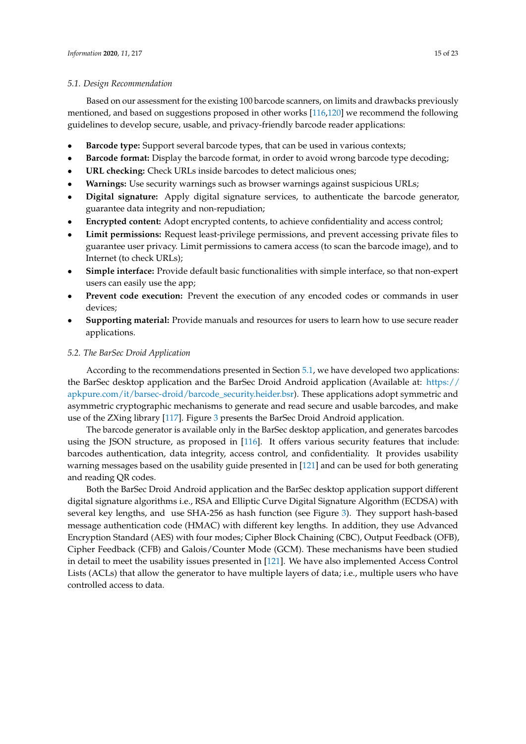### 5.1. Design Recommendation

Based on our assessment for the existing 100 barcode scanners, on limits and drawbacks previously mentioned, and based on suggestions proposed in other works [116,120] we recommend the following guidelines to develop secure, usable, and privacy-friendly barcode reader applications:

- **Barcode type:** Support several barcode types, that can be used in various contexts;
- **Barcode format:** Display the barcode format, in order to avoid wrong barcode type decoding;
- **URL checking:** Check URLs inside barcodes to detect malicious ones;
- **Warnings:** Use security warnings such as browser warnings against suspicious URLs;
- **Digital signature:** Apply digital signature services, to authenticate the barcode generator, guarantee data integrity and non-repudiation;
- **Encrypted content:** Adopt encrypted contents, to achieve confidentiality and access control;
- **Limit permissions:** Request least-privilege permissions, and prevent accessing private files to guarantee user privacy. Limit permissions to camera access (to scan the barcode image), and to Internet (to check URLs);
- **Simple interface:** Provide default basic functionalities with simple interface, so that non-expert users can easily use the app;
- **Prevent code execution:** Prevent the execution of any encoded codes or commands in user devices;
- **Supporting material:** Provide manuals and resources for users to learn how to use secure reader applications.

### 5.2. The BarSec Droid Application

According to the recommendations presented in Section 5.1, we have developed two applications: the BarSec desktop application and the BarSec Droid Android application (Available at: https://apkpure.com/it/barsec-droid/barcode_security.heider.bsr). These applications adopt symmetric and asymmetric cryptographic mechanisms to generate and read secure and usable barcodes, and make use of the ZXing library [117]. Figure 3 presents the BarSec Droid Android application.

The barcode generator is available only in the BarSec desktop application, and generates barcodes using the JSON structure, as proposed in [116]. It offers various security features that include: barcodes authentication, data integrity, access control, and confidentiality. It provides usability warning messages based on the usability guide presented in [121] and can be used for both generating and reading QR codes.

Both the BarSec Droid Android application and the BarSec desktop application support different digital signature algorithms i.e., RSA and Elliptic Curve Digital Signature Algorithm (ECDSA) with several key lengths, and use SHA-256 as hash function (see Figure 3). They support hash-based message authentication code (HMAC) with different key lengths. In addition, they use Advanced Encryption Standard (AES) with four modes; Cipher Block Chaining (CBC), Output Feedback (OFB), Cipher Feedback (CFB) and Galois/Counter Mode (GCM). These mechanisms have been studied in detail to meet the usability issues presented in [121]. We have also implemented Access Control Lists (ACLs) that allow the generator to have multiple layers of data; i.e., multiple users who have controlled access to data.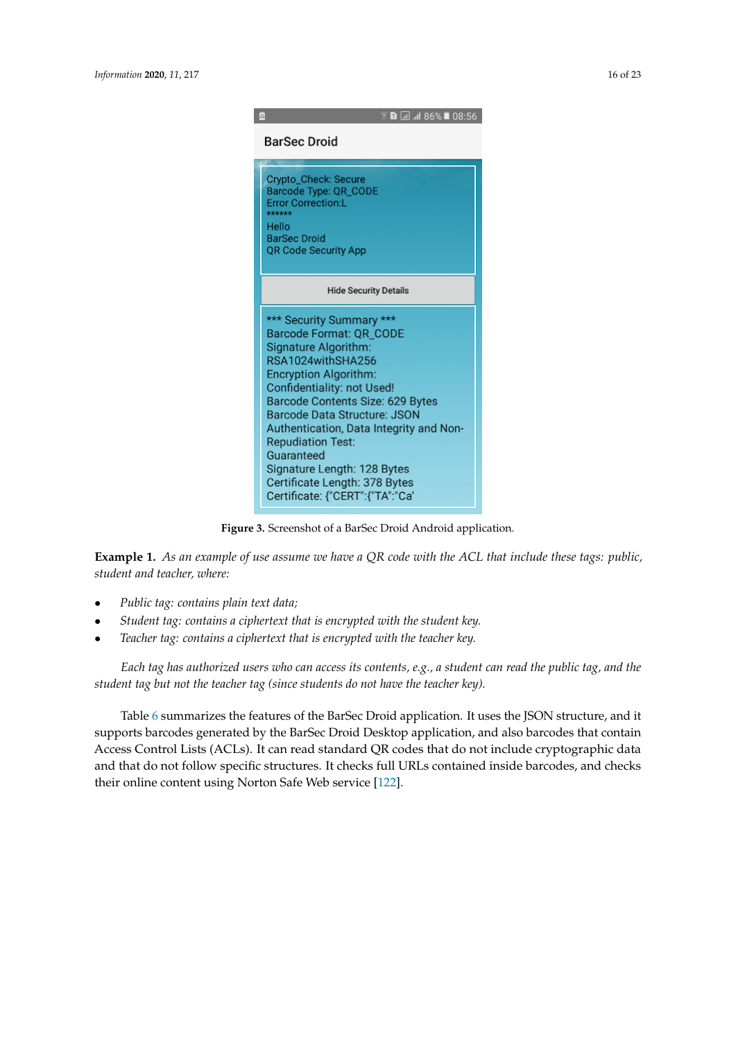**Figure 3.** Screenshot of a BarSec Droid Android application.

**Example 1.** *As an example of use assume we have a QR code with the ACL that include these tags: public, student and teacher, where:*

- *Public tag: contains plain text data;*
- *Student tag: contains a ciphertext that is encrypted with the student key.*
- *Teacher tag: contains a ciphertext that is encrypted with the teacher key.*

*Each tag has authorized users who can access its contents, e.g., a student can read the public tag, and the student tag but not the teacher tag (since students do not have the teacher key).*

Table 6 summarizes the features of the BarSec Droid application. It uses the JSON structure, and it supports barcodes generated by the BarSec Droid Desktop application, and also barcodes that contain Access Control Lists (ACLs). It can read standard QR codes that do not include cryptographic data and that do not follow specific structures. It checks full URLs contained inside barcodes, and checks their online content using Norton Safe Web service [122].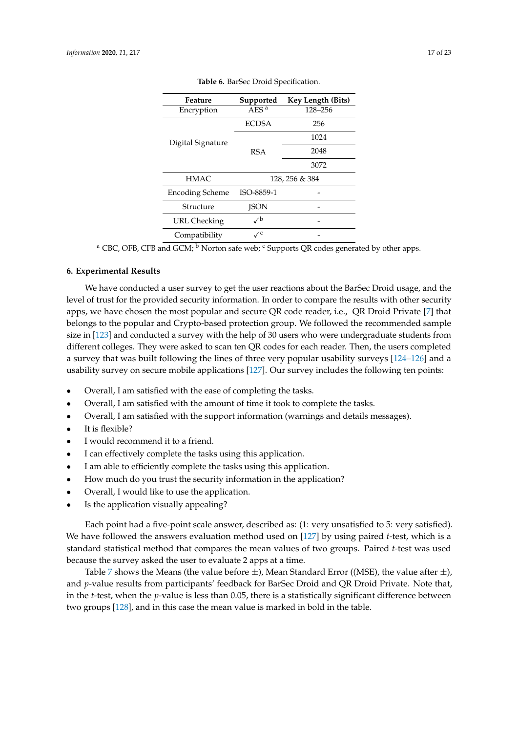**Table 6.** BarSec Droid Specification.

| Feature | Supported | Key Length (Bits) |
|---|---|---|
| Encryption | AES [a] | 128–256 |
| Digital Signature | ECDSA | 256 |
| | RSA | 1024 |
| | | 2048 |
| | | 3072 |
| HMAC | 128, 256 & 384 | |
| Encoding Scheme | ISO-8859-1 | - |
| Structure | JSON | - |
| URL Checking | ✓ [b] | - |
| Compatibility | ✓ [c] | - |

[a] CBC, OFB, CFB and GCM; [b] Norton safe web; [c] Supports QR codes generated by other apps.

## 6. Experimental Results

We have conducted a user survey to get the user reactions about the BarSec Droid usage, and the level of trust for the provided security information. In order to compare the results with other security apps, we have chosen the most popular and secure QR code reader, i.e., QR Droid Private [7] that belongs to the popular and Crypto-based protection group. We followed the recommended sample size in [123] and conducted a survey with the help of 30 users who were undergraduate students from different colleges. They were asked to scan ten QR codes for each reader. Then, the users completed a survey that was built following the lines of three very popular usability surveys [124–126] and a usability survey on secure mobile applications [127]. Our survey includes the following ten points:

- Overall, I am satisfied with the ease of completing the tasks.
- Overall, I am satisfied with the amount of time it took to complete the tasks.
- Overall, I am satisfied with the support information (warnings and details messages).
- It is flexible?
- I would recommend it to a friend.
- I can effectively complete the tasks using this application.
- I am able to efficiently complete the tasks using this application.
- How much do you trust the security information in the application?
- Overall, I would like to use the application.
- Is the application visually appealing?

Each point had a five-point scale answer, described as: (1: very unsatisfied to 5: very satisfied). We have followed the answers evaluation method used on [127] by using paired *t*-test, which is a standard statistical method that compares the mean values of two groups. Paired *t*-test was used because the survey asked the user to evaluate 2 apps at a time.

Table 7 shows the Means (the value before ±), Mean Standard Error ((MSE), the value after ±), and *p*-value results from participants' feedback for BarSec Droid and QR Droid Private. Note that, in the *t*-test, when the *p*-value is less than 0.05, there is a statistically significant difference between two groups [128], and in this case the mean value is marked in bold in the table.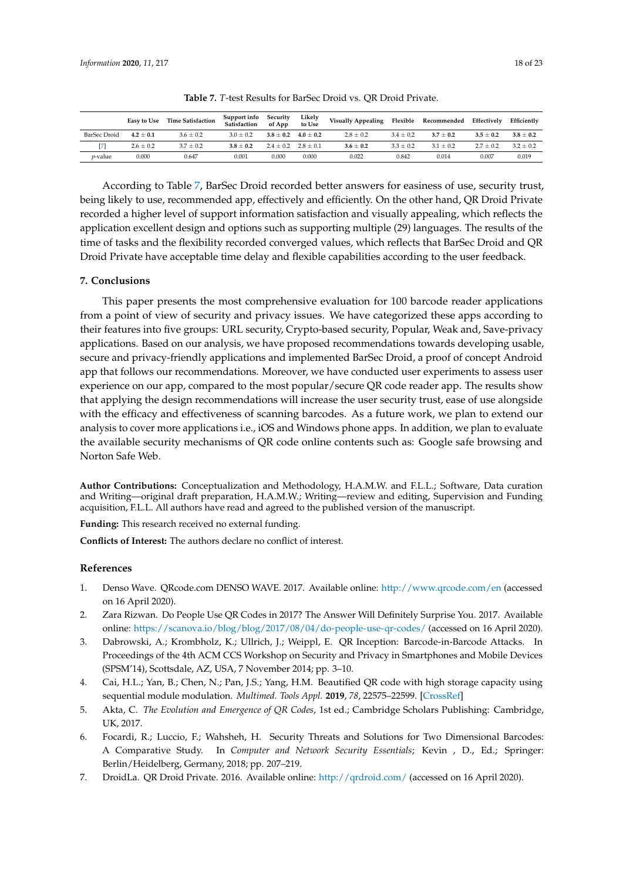**Table 7.** *T*-test Results for BarSec Droid vs. QR Droid Private.

| | Easy to Use | Time Satisfaction | Support info Satisfaction | Security of App | Likely to Use | Visually Appealing | Flexible | Recommended | Effectively | Efficiently |
|---|---|---|---|---|---|---|---|---|---|---|
| BarSec Droid | **4.2 ± 0.1** | 3.6 ± 0.2 | 3.0 ± 0.2 | **3.8 ± 0.2** | **4.0 ± 0.2** | 2.8 ± 0.2 | 3.4 ± 0.2 | **3.7 ± 0.2** | **3.5 ± 0.2** | **3.8 ± 0.2** |
| [7] | 2.6 ± 0.2 | 3.7 ± 0.2 | **3.8 ± 0.2** | 2.4 ± 0.2 | 2.8 ± 0.1 | **3.6 ± 0.2** | 3.3 ± 0.2 | 3.1 ± 0.2 | 2.7 ± 0.2 | 3.2 ± 0.2 |
| *p*-value | 0.000 | 0.647 | 0.001 | 0.000 | 0.000 | 0.022 | 0.842 | 0.014 | 0.007 | 0.019 |

According to Table 7, BarSec Droid recorded better answers for easiness of use, security trust, being likely to use, recommended app, effectively and efficiently. On the other hand, QR Droid Private recorded a higher level of support information satisfaction and visually appealing, which reflects the application excellent design and options such as supporting multiple (29) languages. The results of the time of tasks and the flexibility recorded converged values, which reflects that BarSec Droid and QR Droid Private have acceptable time delay and flexible capabilities according to the user feedback.

## 7. Conclusions

This paper presents the most comprehensive evaluation for 100 barcode reader applications from a point of view of security and privacy issues. We have categorized these apps according to their features into five groups: URL security, Crypto-based security, Popular, Weak and, Save-privacy applications. Based on our analysis, we have proposed recommendations towards developing usable, secure and privacy-friendly applications and implemented BarSec Droid, a proof of concept Android app that follows our recommendations. Moreover, we have conducted user experiments to assess user experience on our app, compared to the most popular/secure QR code reader app. The results show that applying the design recommendations will increase the user security trust, ease of use alongside with the efficacy and effectiveness of scanning barcodes. As a future work, we plan to extend our analysis to cover more applications i.e., iOS and Windows phone apps. In addition, we plan to evaluate the available security mechanisms of QR code online contents such as: Google safe browsing and Norton Safe Web.

**Author Contributions:** Conceptualization and Methodology, H.A.M.W. and F.L.L.; Software, Data curation and Writing—original draft preparation, H.A.M.W.; Writing—review and editing, Supervision and Funding acquisition, F.L.L. All authors have read and agreed to the published version of the manuscript.

**Funding:** This research received no external funding.

**Conflicts of Interest:** The authors declare no conflict of interest.

## References

1. Denso Wave. QRcode.com DENSO WAVE. 2017. Available online: http://www.qrcode.com/en (accessed on 16 April 2020).
2. Zara Rizwan. Do People Use QR Codes in 2017? The Answer Will Definitely Surprise You. 2017. Available online: https://scanova.io/blog/blog/2017/08/04/do-people-use-qr-codes/ (accessed on 16 April 2020).
3. Dabrowski, A.; Krombholz, K.; Ullrich, J.; Weippl, E. QR Inception: Barcode-in-Barcode Attacks. In Proceedings of the 4th ACM CCS Workshop on Security and Privacy in Smartphones and Mobile Devices (SPSM'14), Scottsdale, AZ, USA, 7 November 2014; pp. 3–10.
4. Cai, H.L.; Yan, B.; Chen, N.; Pan, J.S.; Yang, H.M. Beautified QR code with high storage capacity using sequential module modulation. *Multimed. Tools Appl.* **2019**, *78*, 22575–22599. [CrossRef]
5. Akta, C. *The Evolution and Emergence of QR Codes*, 1st ed.; Cambridge Scholars Publishing: Cambridge, UK, 2017.
6. Focardi, R.; Luccio, F.; Wahsheh, H. Security Threats and Solutions for Two Dimensional Barcodes: A Comparative Study. In *Computer and Network Security Essentials*; Kevin , D., Ed.; Springer: Berlin/Heidelberg, Germany, 2018; pp. 207–219.
7. DroidLa. QR Droid Private. 2016. Available online: http://qrdroid.com/ (accessed on 16 April 2020).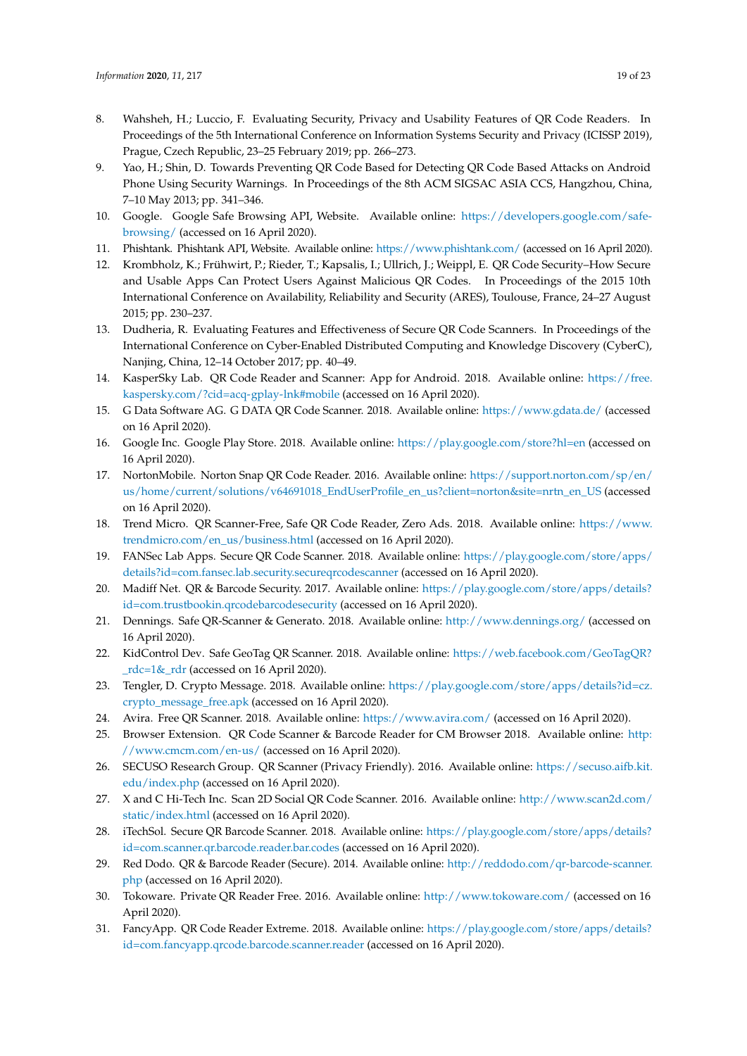8. Wahsheh, H.; Luccio, F. Evaluating Security, Privacy and Usability Features of QR Code Readers. In Proceedings of the 5th International Conference on Information Systems Security and Privacy (ICISSP 2019), Prague, Czech Republic, 23–25 February 2019; pp. 266–273.
9. Yao, H.; Shin, D. Towards Preventing QR Code Based for Detecting QR Code Based Attacks on Android Phone Using Security Warnings. In Proceedings of the 8th ACM SIGSAC ASIA CCS, Hangzhou, China, 7–10 May 2013; pp. 341–346.
10. Google. Google Safe Browsing API, Website. Available online: https://developers.google.com/safe-browsing/ (accessed on 16 April 2020).
11. Phishtank. Phishtank API, Website. Available online: https://www.phishtank.com/ (accessed on 16 April 2020).
12. Krombholz, K.; Frühwirt, P.; Rieder, T.; Kapsalis, I.; Ullrich, J.; Weippl, E. QR Code Security–How Secure and Usable Apps Can Protect Users Against Malicious QR Codes. In Proceedings of the 2015 10th International Conference on Availability, Reliability and Security (ARES), Toulouse, France, 24–27 August 2015; pp. 230–237.
13. Dudheria, R. Evaluating Features and Effectiveness of Secure QR Code Scanners. In Proceedings of the International Conference on Cyber-Enabled Distributed Computing and Knowledge Discovery (CyberC), Nanjing, China, 12–14 October 2017; pp. 40–49.
14. KasperSky Lab. QR Code Reader and Scanner: App for Android. 2018. Available online: https://free.kaspersky.com/?cid=acq-gplay-lnk#mobile (accessed on 16 April 2020).
15. G Data Software AG. G DATA QR Code Scanner. 2018. Available online: https://www.gdata.de/ (accessed on 16 April 2020).
16. Google Inc. Google Play Store. 2018. Available online: https://play.google.com/store?hl=en (accessed on 16 April 2020).
17. NortonMobile. Norton Snap QR Code Reader. 2016. Available online: https://support.norton.com/sp/en/us/home/current/solutions/v64691018_EndUserProfile_en_us?client=norton&site=nrtn_en_US (accessed on 16 April 2020).
18. Trend Micro. QR Scanner-Free, Safe QR Code Reader, Zero Ads. 2018. Available online: https://www.trendmicro.com/en_us/business.html (accessed on 16 April 2020).
19. FANSec Lab Apps. Secure QR Code Scanner. 2018. Available online: https://play.google.com/store/apps/details?id=com.fansec.lab.security.secureqrcodescanner (accessed on 16 April 2020).
20. Madiff Net. QR & Barcode Security. 2017. Available online: https://play.google.com/store/apps/details?id=com.trustbookin.qrcodebarcodesecurity (accessed on 16 April 2020).
21. Dennings. Safe QR-Scanner & Generato. 2018. Available online: http://www.dennings.org/ (accessed on 16 April 2020).
22. KidControl Dev. Safe GeoTag QR Scanner. 2018. Available online: https://web.facebook.com/GeoTagQR?_rdc=1&_rdr (accessed on 16 April 2020).
23. Tengler, D. Crypto Message. 2018. Available online: https://play.google.com/store/apps/details?id=cz.crypto_message_free.apk (accessed on 16 April 2020).
24. Avira. Free QR Scanner. 2018. Available online: https://www.avira.com/ (accessed on 16 April 2020).
25. Browser Extension. QR Code Scanner & Barcode Reader for CM Browser 2018. Available online: http://www.cmcm.com/en-us/ (accessed on 16 April 2020).
26. SECUSO Research Group. QR Scanner (Privacy Friendly). 2016. Available online: https://secuso.aifb.kit.edu/index.php (accessed on 16 April 2020).
27. X and C Hi-Tech Inc. Scan 2D Social QR Code Scanner. 2016. Available online: http://www.scan2d.com/static/index.html (accessed on 16 April 2020).
28. iTechSol. Secure QR Barcode Scanner. 2018. Available online: https://play.google.com/store/apps/details?id=com.scanner.qr.barcode.reader.bar.codes (accessed on 16 April 2020).
29. Red Dodo. QR & Barcode Reader (Secure). 2014. Available online: http://reddodo.com/qr-barcode-scanner.php (accessed on 16 April 2020).
30. Tokoware. Private QR Reader Free. 2016. Available online: http://www.tokoware.com/ (accessed on 16 April 2020).
31. FancyApp. QR Code Reader Extreme. 2018. Available online: https://play.google.com/store/apps/details?id=com.fancyapp.qrcode.barcode.scanner.reader (accessed on 16 April 2020).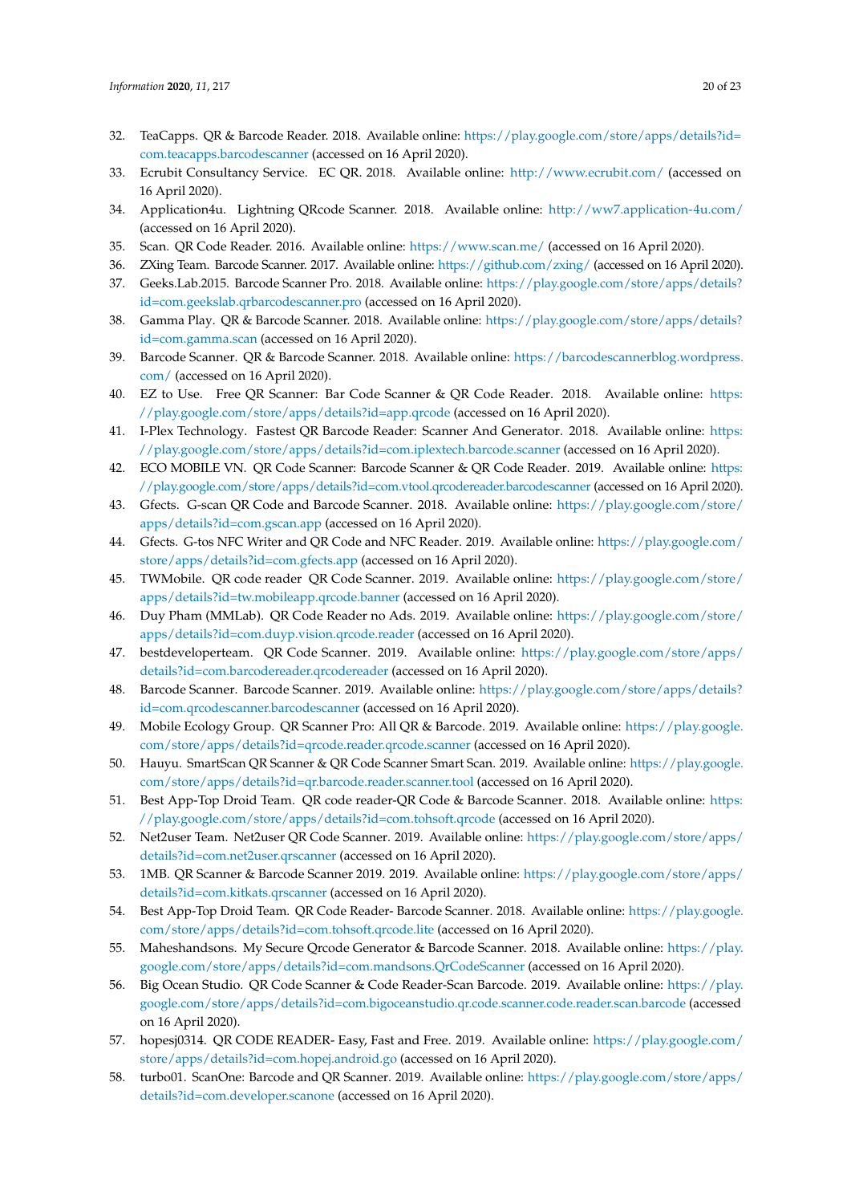32. TeaCapps. QR & Barcode Reader. 2018. Available online: https://play.google.com/store/apps/details?id=com.teacapps.barcodescanner (accessed on 16 April 2020).
33. Ecrubit Consultancy Service. EC QR. 2018. Available online: http://www.ecrubit.com/ (accessed on 16 April 2020).
34. Application4u. Lightning QRcode Scanner. 2018. Available online: http://ww7.application-4u.com/ (accessed on 16 April 2020).
35. Scan. QR Code Reader. 2016. Available online: https://www.scan.me/ (accessed on 16 April 2020).
36. ZXing Team. Barcode Scanner. 2017. Available online: https://github.com/zxing/ (accessed on 16 April 2020).
37. Geeks.Lab.2015. Barcode Scanner Pro. 2018. Available online: https://play.google.com/store/apps/details?id=com.geekslab.qrbarcodescanner.pro (accessed on 16 April 2020).
38. Gamma Play. QR & Barcode Scanner. Available online: https://play.google.com/store/apps/details?id=com.gamma.scan (accessed on 16 April 2020).
39. Barcode Scanner. QR & Barcode Scanner. 2018. Available online: https://barcodescannerblog.wordpress.com/ (accessed on 16 April 2020).
40. EZ to Use. Free QR Scanner: Bar Code Scanner & QR Code Reader. 2018. Available online: https://play.google.com/store/apps/details?id=app.qrcode (accessed on 16 April 2020).
41. I-Plex Technology. Fastest QR Barcode Reader: Scanner And Generator. 2018. Available online: https://play.google.com/store/apps/details?id=com.iplextech.barcode.scanner (accessed on 16 April 2020).
42. ECO MOBILE VN. QR Code Scanner: Barcode Scanner & QR Code Reader. 2019. Available online: https://play.google.com/store/apps/details?id=com.vtool.qrcodereader.barcodescanner (accessed on 16 April 2020).
43. Gfects. G-scan QR Code and Barcode Scanner. 2018. Available online: https://play.google.com/store/apps/details?id=com.gscan.app (accessed on 16 April 2020).
44. Gfects. G-tos NFC Writer and QR Code and NFC Reader. 2019. Available online: https://play.google.com/store/apps/details?id=com.gfects.app (accessed on 16 April 2020).
45. TWMobile. QR code reader QR Code Scanner. 2019. Available online: https://play.google.com/store/apps/details?id=tw.mobileapp.qrcode.banner (accessed on 16 April 2020).
46. Duy Pham (MMLab). QR Code Reader no Ads. 2019. Available online: https://play.google.com/store/apps/details?id=com.duyp.vision.qrcode.reader (accessed on 16 April 2020).
47. bestdeveloperteam. QR Code Scanner. 2019. Available online: https://play.google.com/store/apps/details?id=com.barcodereader.qrcodereader (accessed on 16 April 2020).
48. Barcode Scanner. Barcode Scanner. 2019. Available online: https://play.google.com/store/apps/details?id=com.qrcodescanner.barcodescanner (accessed on 16 April 2020).
49. Mobile Ecology Group. QR Scanner Pro: All QR & Barcode. 2019. Available online: https://play.google.com/store/apps/details?id=qrcode.reader.qrcode.scanner (accessed on 16 April 2020).
50. Hauyu. SmartScan QR Scanner & QR Code Scanner Smart Scan. 2019. Available online: https://play.google.com/store/apps/details?id=qr.barcode.reader.scanner.tool (accessed on 16 April 2020).
51. Best App-Top Droid Team. QR code reader-QR Code & Barcode Scanner. 2018. Available online: https://play.google.com/store/apps/details?id=com.tohsoft.qrcode (accessed on 16 April 2020).
52. Net2user Team. Net2user QR Code Scanner. 2019. Available online: https://play.google.com/store/apps/details?id=com.net2user.qrscanner (accessed on 16 April 2020).
53. 1MB. QR Scanner & Barcode Scanner 2019. 2019. Available online: https://play.google.com/store/apps/details?id=com.kitkats.qrscanner (accessed on 16 April 2020).
54. Best App-Top Droid Team. QR Code Reader- Barcode Scanner. 2018. Available online: https://play.google.com/store/apps/details?id=com.tohsoft.qrcode.lite (accessed on 16 April 2020).
55. Maheshandsons. My Secure Qrcode Generator & Barcode Scanner. 2018. Available online: https://play.google.com/store/apps/details?id=com.mandsons.QrCodeScanner (accessed on 16 April 2020).
56. Big Ocean Studio. QR Code Scanner & Code Reader-Scan Barcode. 2019. Available online: https://play.google.com/store/apps/details?id=com.bigoceanstudio.qr.code.scanner.code.reader.scan.barcode (accessed on 16 April 2020).
57. hopesj0314. QR CODE READER- Easy, Fast and Free. 2019. Available online: https://play.google.com/store/apps/details?id=com.hopej.android.go (accessed on 16 April 2020).
58. turbo01. ScanOne: Barcode and QR Scanner. 2019. Available online: https://play.google.com/store/apps/details?id=com.developer.scanone (accessed on 16 April 2020).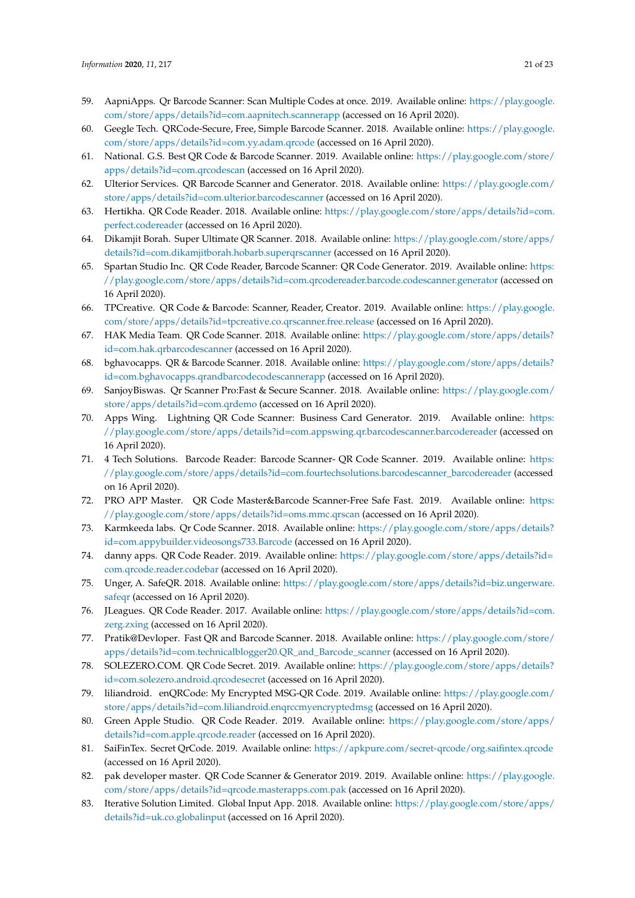59. AapniApps. Qr Barcode Scanner: Scan Multiple Codes at once. 2019. Available online: https://play.google.com/store/apps/details?id=com.aapnitech.scannerapp (accessed on 16 April 2020).
60. Geegle Tech. QRCode-Secure, Free, Simple Barcode Scanner. 2018. Available online: https://play.google.com/store/apps/details?id=com.yy.adam.qrcode (accessed on 16 April 2020).
61. National. G.S. Best QR Code & Barcode Scanner. 2019. Available online: https://play.google.com/store/apps/details?id=com.qrcodescan (accessed on 16 April 2020).
62. Ulterior Services. QR Barcode Scanner and Generator. 2018. Available online: https://play.google.com/store/apps/details?id=com.ulterior.barcodescanner (accessed on 16 April 2020).
63. Hertikha. QR Code Reader. 2018. Available online: https://play.google.com/store/apps/details?id=com.perfect.codereader (accessed on 16 April 2020).
64. Dikamjit Borah. Super Ultimate QR Scanner. 2018. Available online: https://play.google.com/store/apps/details?id=com.dikamjitborah.hobarb.superqrscanner (accessed on 16 April 2020).
65. Spartan Studio Inc. QR Code Reader, Barcode Scanner: QR Code Generator. 2019. Available online: https://play.google.com/store/apps/details?id=com.qrcodereader.barcode.codescanner.generator (accessed on 16 April 2020).
66. TPCreative. QR Code & Barcode: Scanner, Reader, Creator. 2019. Available online: https://play.google.com/store/apps/details?id=tpcreative.co.qrscanner.free.release (accessed on 16 April 2020).
67. HAK Media Team. QR Code Scanner. 2018. Available online: https://play.google.com/store/apps/details?id=com.hak.qrbarcodescanner (accessed on 16 April 2020).
68. bghavocapps. QR & Barcode Scanner. 2018. Available online: https://play.google.com/store/apps/details?id=com.bghavocapps.qrandbarcodecodescannerapp (accessed on 16 April 2020).
69. SanjoyBiswas. Qr Scanner Pro:Fast & Secure Scanner. 2018. Available online: https://play.google.com/store/apps/details?id=com.qrdemo (accessed on 16 April 2020).
70. Apps Wing. Lightning QR Code Scanner: Business Card Generator. 2019. Available online: https://play.google.com/store/apps/details?id=com.appswing.qr.barcodescanner.barcodereader (accessed on 16 April 2020).
71. 4 Tech Solutions. Barcode Reader: Barcode Scanner- QR Code Scanner. 2019. Available online: https://play.google.com/store/apps/details?id=com.fourtechsolutions.barcodescanner_barcodereader (accessed on 16 April 2020).
72. PRO APP Master. QR Code Master&Barcode Scanner-Free Safe Fast. 2019. Available online: https://play.google.com/store/apps/details?id=oms.mmc.qrscan (accessed on 16 April 2020).
73. Karmkeeda labs. Qr Code Scanner. 2018. Available online: https://play.google.com/store/apps/details?id=com.appybuilder.videosongs733.Barcode (accessed on 16 April 2020).
74. danny apps. QR Code Reader. 2019. Available online: https://play.google.com/store/apps/details?id=com.qrcode.reader.codebar (accessed on 16 April 2020).
75. Unger, A. SafeQR. 2018. Available online: https://play.google.com/store/apps/details?id=biz.ungerware.safeqr (accessed on 16 April 2020).
76. JLeagues. QR Code Reader. 2017. Available online: https://play.google.com/store/apps/details?id=com.zerg.zxing (accessed on 16 April 2020).
77. Pratik@Devloper. Fast QR and Barcode Scanner. 2018. Available online: https://play.google.com/store/apps/details?id=com.technicalblogger20.QR_and_Barcode_scanner (accessed on 16 April 2020).
78. SOLEZERO.COM. QR Code Secret. 2019. Available online: https://play.google.com/store/apps/details?id=com.solezero.android.qrcodesecret (accessed on 16 April 2020).
79. liliandroid. enQRCode: My Encrypted MSG-QR Code. 2019. Available online: https://play.google.com/store/apps/details?id=com.liliandroid.enqrccmyencryptedmsg (accessed on 16 April 2020).
80. Green Apple Studio. QR Code Reader. 2019. Available online: https://play.google.com/store/apps/details?id=com.apple.qrcode.reader (accessed on 16 April 2020).
81. SaiFinTex. Secret QrCode. 2019. Available online: https://apkpure.com/secret-qrcode/org.saifintex.qrcode (accessed on 16 April 2020).
82. pak developer master. QR Code Scanner & Generator 2019. 2019. Available online: https://play.google.com/store/apps/details?id=qrcode.masterapps.com.pak (accessed on 16 April 2020).
83. Iterative Solution Limited. Global Input App. 2018. Available online: https://play.google.com/store/apps/details?id=uk.co.globalinput (accessed on 16 April 2020).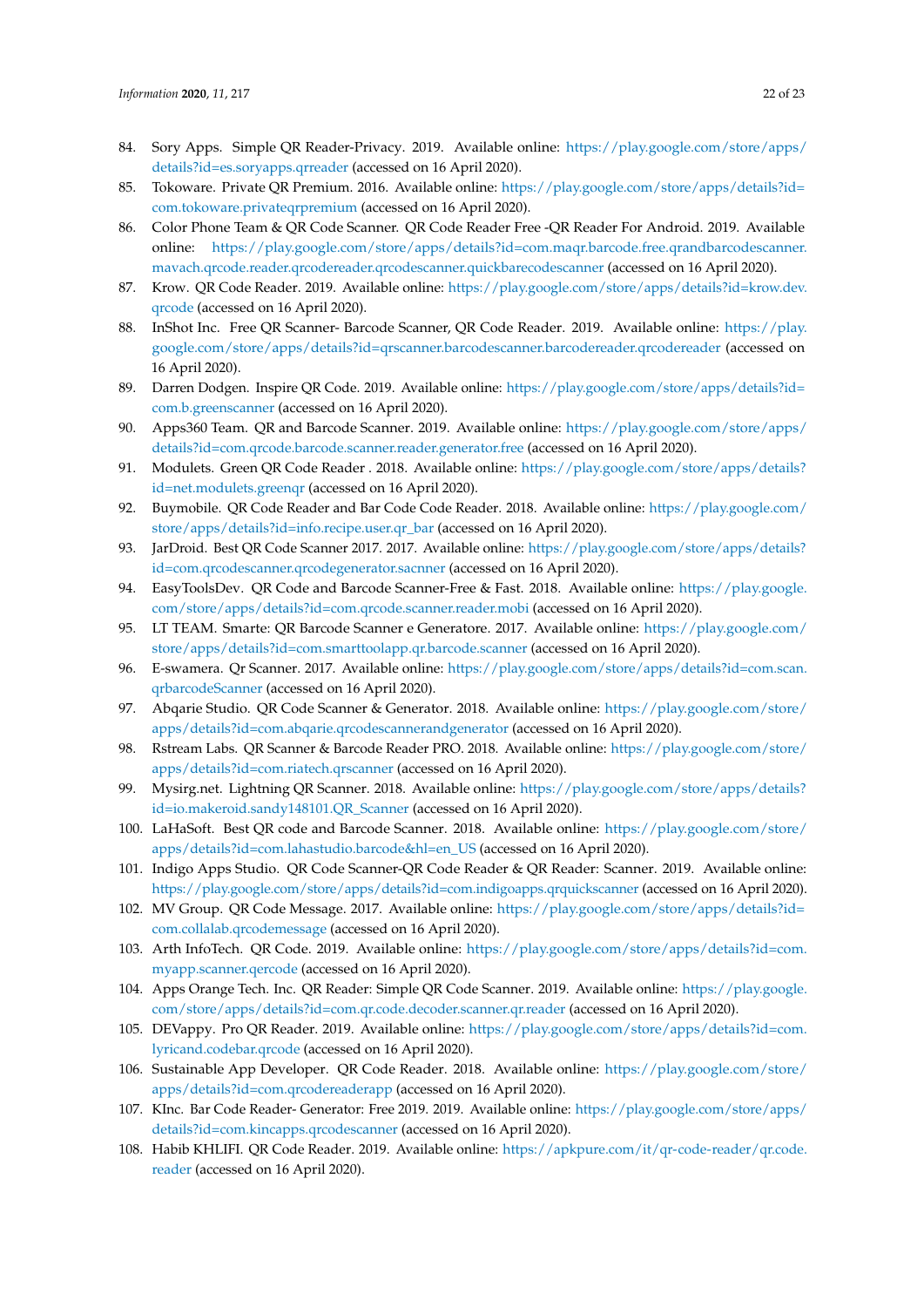84. Sory Apps. Simple QR Reader-Privacy. 2019. Available online: https://play.google.com/store/apps/details?id=es.soryapps.qrreader (accessed on 16 April 2020).
85. Tokoware. Private QR Premium. 2016. Available online: https://play.google.com/store/apps/details?id=com.tokoware.privateqrpremium (accessed on 16 April 2020).
86. Color Phone Team & QR Code Scanner. QR Code Reader Free -QR Reader For Android. 2019. Available online: https://play.google.com/store/apps/details?id=com.maqr.barcode.free.qrandbarcodescanner.mavach.qrcode.reader.qrcodereader.qrcodescanner.quickbarecodescanner (accessed on 16 April 2020).
87. Krow. QR Code Reader. 2019. Available online: https://play.google.com/store/apps/details?id=krow.dev.qrcode (accessed on 16 April 2020).
88. InShot Inc. Free QR Scanner- Barcode Scanner, QR Code Reader. 2019. Available online: https://play.google.com/store/apps/details?id=qrscanner.barcodescanner.barcodereader.qrcodereader (accessed on 16 April 2020).
89. Darren Dodgen. Inspire QR Code. 2019. Available online: https://play.google.com/store/apps/details?id=com.b.greenscanner (accessed on 16 April 2020).
90. Apps360 Team. QR and Barcode Scanner. 2019. Available online: https://play.google.com/store/apps/details?id=com.qrcode.barcode.scanner.reader.generator.free (accessed on 16 April 2020).
91. Modulets. Green QR Code Reader . 2018. Available online: https://play.google.com/store/apps/details?id=net.modulets.greenqr (accessed on 16 April 2020).
92. Buymobile. QR Code Reader and Bar Code Code Reader. 2018. Available online: https://play.google.com/store/apps/details?id=info.recipe.user.qr_bar (accessed on 16 April 2020).
93. JarDroid. Best QR Code Scanner 2017. 2017. Available online: https://play.google.com/store/apps/details?id=com.qrcodescanner.qrcodegenerator.sacnner (accessed on 16 April 2020).
94. EasyToolsDev. QR Code and Barcode Scanner-Free & Fast. 2018. Available online: https://play.google.com/store/apps/details?id=com.qrcode.scanner.reader.mobi (accessed on 16 April 2020).
95. LT TEAM. Smarte: QR Barcode Scanner e Generatore. 2017. Available online: https://play.google.com/store/apps/details?id=com.smarttoolapp.qr.barcode.scanner (accessed on 16 April 2020).
96. E-swamera. Qr Scanner. 2017. Available online: https://play.google.com/store/apps/details?id=com.scan.qrbarcodeScanner (accessed on 16 April 2020).
97. Abqarie Studio. QR Code Scanner & Generator. 2018. Available online: https://play.google.com/store/apps/details?id=com.abqarie.qrcodescannerandgenerator (accessed on 16 April 2020).
98. Rstream Labs. QR Scanner & Barcode Reader PRO. 2018. Available online: https://play.google.com/store/apps/details?id=com.riatech.qrscanner (accessed on 16 April 2020).
99. Mysirg.net. Lightning QR Scanner. 2018. Available online: https://play.google.com/store/apps/details?id=io.makeroid.sandy148101.QR_Scanner (accessed on 16 April 2020).
100. LaHaSoft. Best QR code and Barcode Scanner. 2018. Available online: https://play.google.com/store/apps/details?id=com.lahastudio.barcode&hl=en_US (accessed on 16 April 2020).
101. Indigo Apps Studio. QR Code Scanner-QR Code Reader & QR Reader: Scanner. 2019. Available online: https://play.google.com/store/apps/details?id=com.indigoapps.qrquickscanner (accessed on 16 April 2020).
102. MV Group. QR Code Message. 2017. Available online: https://play.google.com/store/apps/details?id=com.collalab.qrcodemessage (accessed on 16 April 2020).
103. Arth InfoTech. QR Code. 2019. Available online: https://play.google.com/store/apps/details?id=com.myapp.scanner.qercode (accessed on 16 April 2020).
104. Apps Orange Tech. Inc. QR Reader: Simple QR Code Scanner. 2019. Available online: https://play.google.com/store/apps/details?id=com.qr.code.decoder.scanner.qr.reader (accessed on 16 April 2020).
105. DEVappy. Pro QR Reader. 2019. Available online: https://play.google.com/store/apps/details?id=com.lyricand.codebar.qrcode (accessed on 16 April 2020).
106. Sustainable App Developer. QR Code Reader. 2018. Available online: https://play.google.com/store/apps/details?id=com.qrcodereaderapp (accessed on 16 April 2020).
107. KInc. Bar Code Reader- Generator: Free 2019. 2019. Available online: https://play.google.com/store/apps/details?id=com.kincapps.qrcodescanner (accessed on 16 April 2020).
108. Habib KHLIFI. QR Code Reader. 2019. Available online: https://apkpure.com/it/qr-code-reader/qr.code.reader (accessed on 16 April 2020).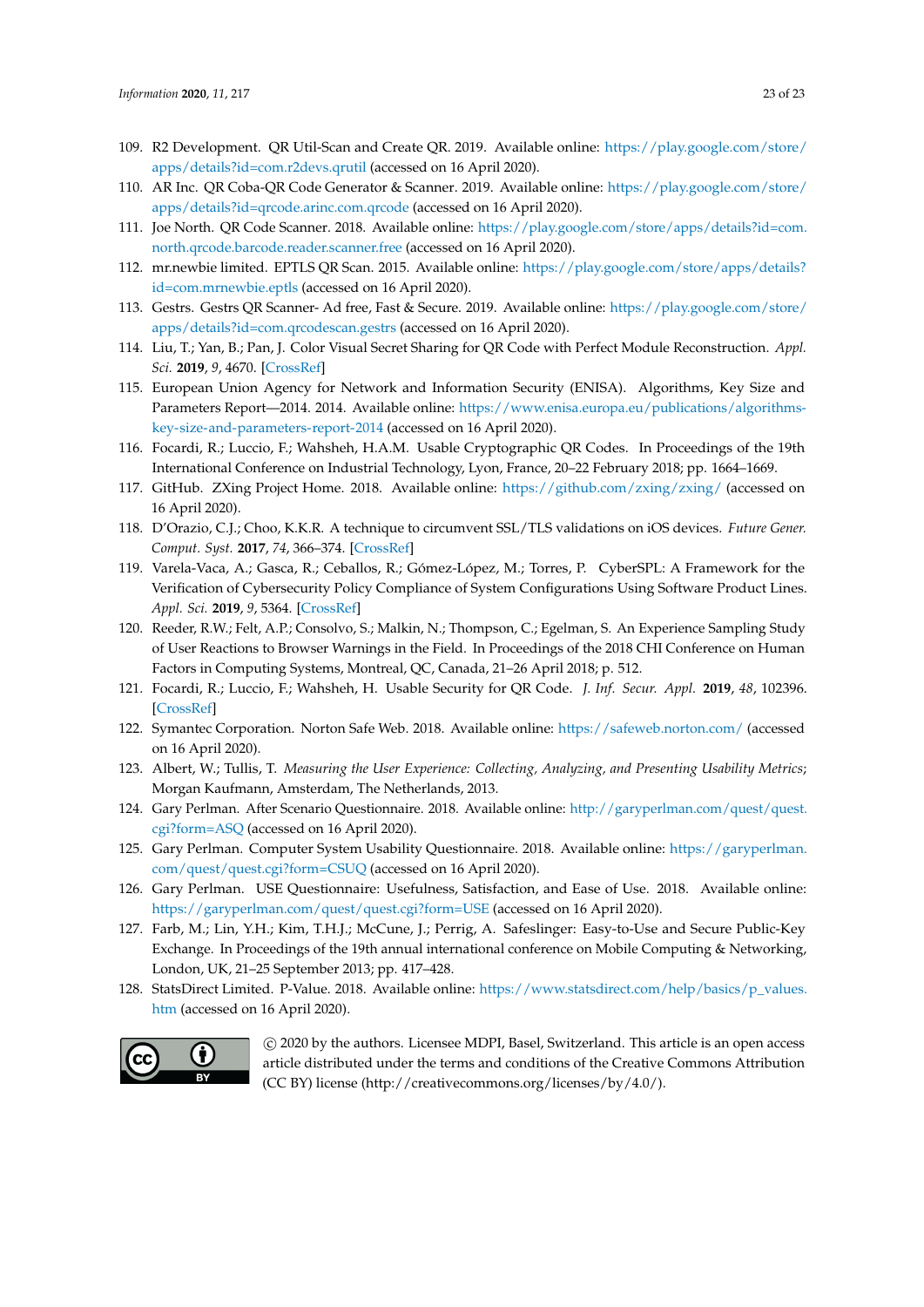109. R2 Development. QR Util-Scan and Create QR. 2019. Available online: https://play.google.com/store/apps/details?id=com.r2devs.qrutil (accessed on 16 April 2020).
110. AR Inc. QR Coba-QR Code Generator & Scanner. 2019. Available online: https://play.google.com/store/apps/details?id=qrcode.arinc.com.qrcode (accessed on 16 April 2020).
111. Joe North. QR Code Scanner. 2018. Available online: https://play.google.com/store/apps/details?id=com.north.qrcode.barcode.reader.scanner.free (accessed on 16 April 2020).
112. mr.newbie limited. EPTLS QR Scan. 2015. Available online: https://play.google.com/store/apps/details?id=com.mrnewbie.eptls (accessed on 16 April 2020).
113. Gestrs. Gestrs QR Scanner- Ad free, Fast & Secure. 2019. Available online: https://play.google.com/store/apps/details?id=com.qrcodescan.gestrs (accessed on 16 April 2020).
114. Liu, T.; Yan, B.; Pan, J. Color Visual Secret Sharing for QR Code with Perfect Module Reconstruction. *Appl. Sci.* **2019**, *9*, 4670. [CrossRef]
115. European Union Agency for Network and Information Security (ENISA). Algorithms, Key Size and Parameters Report—2014. 2014. Available online: https://www.enisa.europa.eu/publications/algorithms-key-size-and-parameters-report-2014 (accessed on 16 April 2020).
116. Focardi, R.; Luccio, F.; Wahsheh, H.A.M. Usable Cryptographic QR Codes. In Proceedings of the 19th International Conference on Industrial Technology, Lyon, France, 20–22 February 2018; pp. 1664–1669.
117. GitHub. ZXing Project Home. 2018. Available online: https://github.com/zxing/zxing/ (accessed on 16 April 2020).
118. D'Orazio, C.J.; Choo, K.K.R. A technique to circumvent SSL/TLS validations on iOS devices. *Future Gener. Comput. Syst.* **2017**, *74*, 366–374. [CrossRef]
119. Varela-Vaca, A.; Gasca, R.; Ceballos, R.; Gómez-López, M.; Torres, P. CyberSPL: A Framework for the Verification of Cybersecurity Policy Compliance of System Configurations Using Software Product Lines. *Appl. Sci.* **2019**, *9*, 5364. [CrossRef]
120. Reeder, R.W.; Felt, A.P.; Consolvo, S.; Malkin, N.; Thompson, C.; Egelman, S. An Experience Sampling Study of User Reactions to Browser Warnings in the Field. In Proceedings of the 2018 CHI Conference on Human Factors in Computing Systems, Montreal, QC, Canada, 21–26 April 2018; p. 512.
121. Focardi, R.; Luccio, F.; Wahsheh, H. Usable Security for QR Code. *J. Inf. Secur. Appl.* **2019**, *48*, 102396. [CrossRef]
122. Symantec Corporation. Norton Safe Web. 2018. Available online: https://safeweb.norton.com/ (accessed on 16 April 2020).
123. Albert, W.; Tullis, T. *Measuring the User Experience: Collecting, Analyzing, and Presenting Usability Metrics*; Morgan Kaufmann, Amsterdam, The Netherlands, 2013.
124. Gary Perlman. After Scenario Questionnaire. 2018. Available online: http://garyperlman.com/quest/quest.cgi?form=ASQ (accessed on 16 April 2020).
125. Gary Perlman. Computer System Usability Questionnaire. 2018. Available online: https://garyperlman.com/quest/quest.cgi?form=CSUQ (accessed on 16 April 2020).
126. Gary Perlman. USE Questionnaire: Usefulness, Satisfaction, and Ease of Use. 2018. Available online: https://garyperlman.com/quest/quest.cgi?form=USE (accessed on 16 April 2020).
127. Farb, M.; Lin, Y.H.; Kim, T.H.J.; McCune, J.; Perrig, A. Safeslinger: Easy-to-Use and Secure Public-Key Exchange. In Proceedings of the 19th annual international conference on Mobile Computing & Networking, London, UK, 21–25 September 2013; pp. 417–428.
128. StatsDirect Limited. P-Value. 2018. Available online: https://www.statsdirect.com/help/basics/p_values.htm (accessed on 16 April 2020).

© 2020 by the authors. Licensee MDPI, Basel, Switzerland. This article is an open access article distributed under the terms and conditions of the Creative Commons Attribution (CC BY) license (http://creativecommons.org/licenses/by/4.0/).